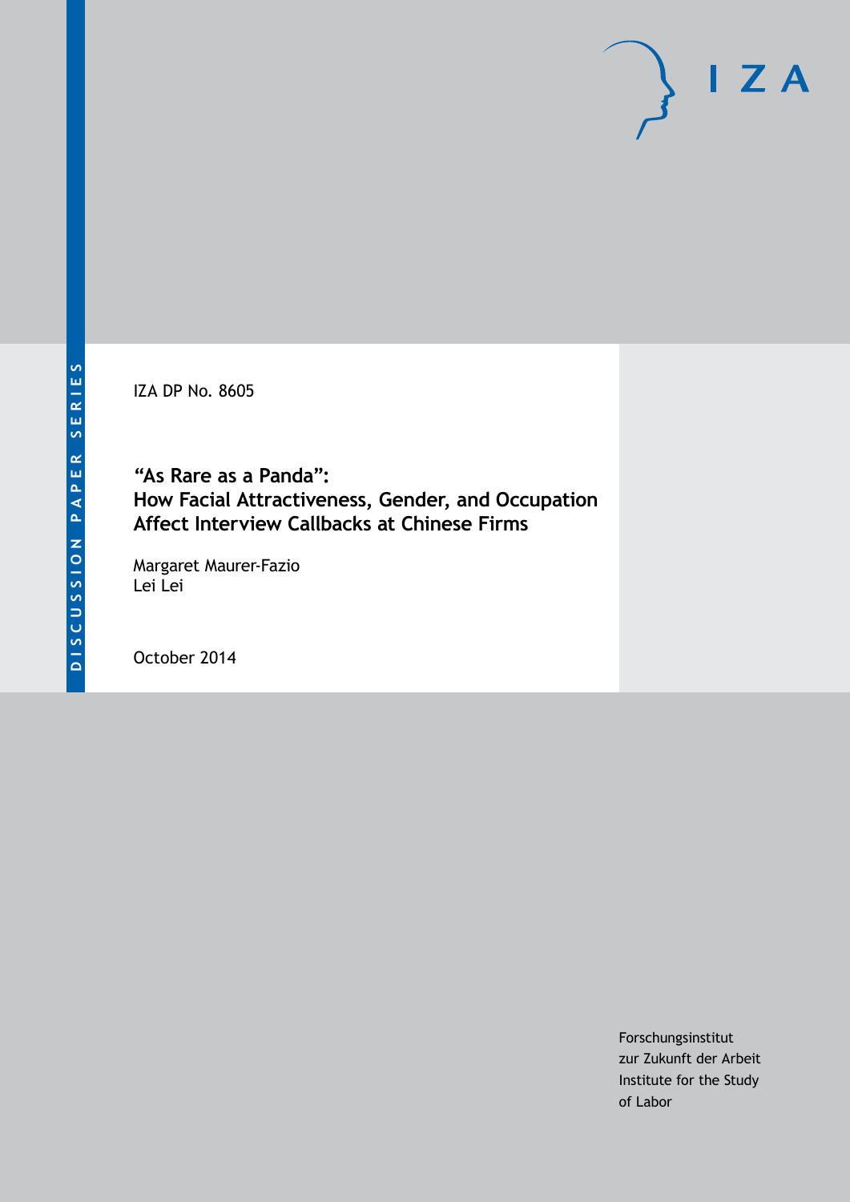DISCUSSION PAPER SERIES

IZA DP No. 8605

# "As Rare as a Panda": How Facial Attractiveness, Gender, and Occupation Affect Interview Callbacks at Chinese Firms

Margaret Maurer-Fazio
Lei Lei

October 2014

Forschungsinstitut
zur Zukunft der Arbeit
Institute for the Study
of Labor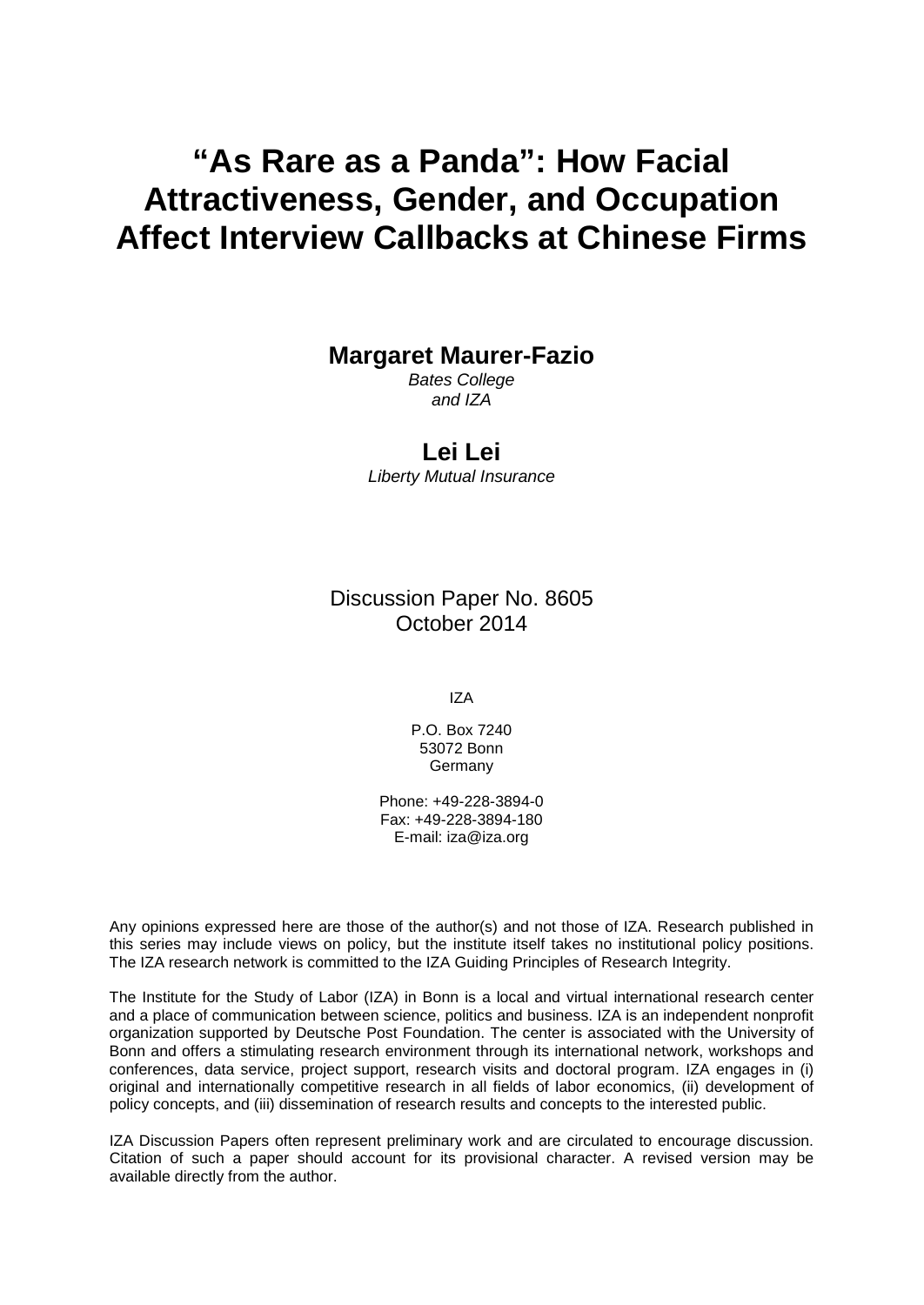# "As Rare as a Panda": How Facial Attractiveness, Gender, and Occupation Affect Interview Callbacks at Chinese Firms

**Margaret Maurer-Fazio**

*Bates College*
*and IZA*

**Lei Lei**

*Liberty Mutual Insurance*

Discussion Paper No. 8605
October 2014

IZA

P.O. Box 7240
53072 Bonn
Germany

Phone: +49-228-3894-0
Fax: +49-228-3894-180
E-mail: iza@iza.org

Any opinions expressed here are those of the author(s) and not those of IZA. Research published in this series may include views on policy, but the institute itself takes no institutional policy positions. The IZA research network is committed to the IZA Guiding Principles of Research Integrity.

The Institute for the Study of Labor (IZA) in Bonn is a local and virtual international research center and a place of communication between science, politics and business. IZA is an independent nonprofit organization supported by Deutsche Post Foundation. The center is associated with the University of Bonn and offers a stimulating research environment through its international network, workshops and conferences, data service, project support, research visits and doctoral program. IZA engages in (i) original and internationally competitive research in all fields of labor economics, (ii) development of policy concepts, and (iii) dissemination of research results and concepts to the interested public.

IZA Discussion Papers often represent preliminary work and are circulated to encourage discussion. Citation of such a paper should account for its provisional character. A revised version may be available directly from the author.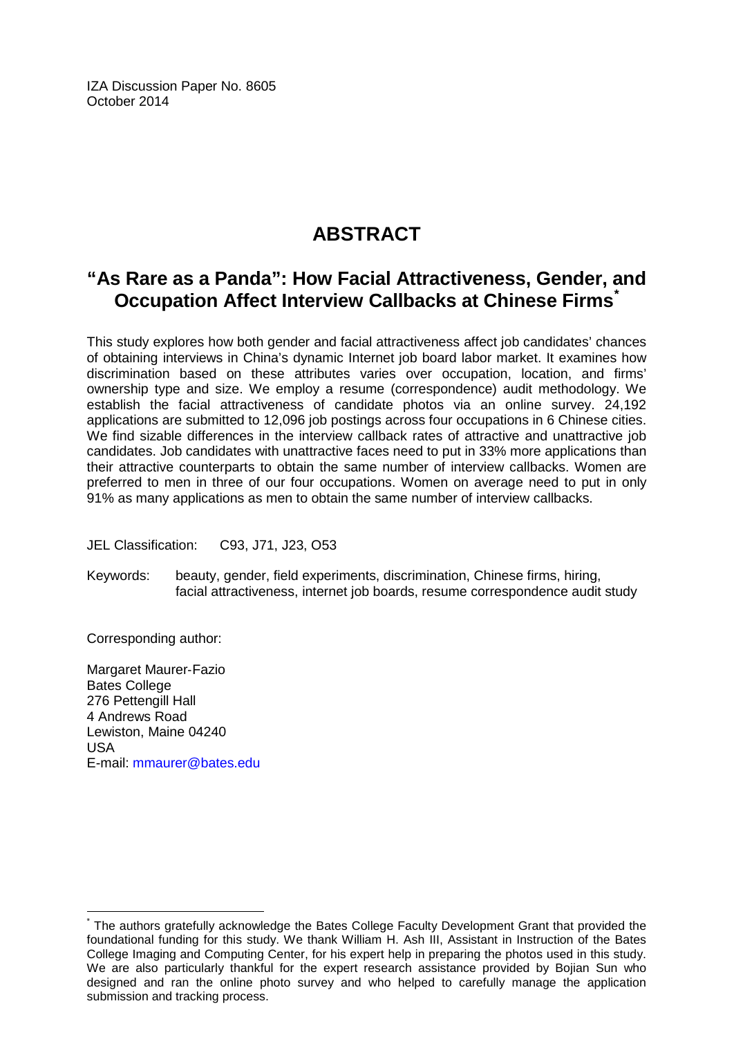IZA Discussion Paper No. 8605
October 2014

# ABSTRACT

## "As Rare as a Panda": How Facial Attractiveness, Gender, and Occupation Affect Interview Callbacks at Chinese Firms[*]

This study explores how both gender and facial attractiveness affect job candidates' chances of obtaining interviews in China's dynamic Internet job board labor market. It examines how discrimination based on these attributes varies over occupation, location, and firms' ownership type and size. We employ a resume (correspondence) audit methodology. We establish the facial attractiveness of candidate photos via an online survey. 24,192 applications are submitted to 12,096 job postings across four occupations in 6 Chinese cities. We find sizable differences in the interview callback rates of attractive and unattractive job candidates. Job candidates with unattractive faces need to put in 33% more applications than their attractive counterparts to obtain the same number of interview callbacks. Women are preferred to men in three of our four occupations. Women on average need to put in only 91% as many applications as men to obtain the same number of interview callbacks.

JEL Classification: C93, J71, J23, O53

Keywords: beauty, gender, field experiments, discrimination, Chinese firms, hiring, facial attractiveness, internet job boards, resume correspondence audit study

Corresponding author:

Margaret Maurer-Fazio
Bates College
276 Pettengill Hall
4 Andrews Road
Lewiston, Maine 04240
USA
E-mail: mmaurer@bates.edu

---

[*] The authors gratefully acknowledge the Bates College Faculty Development Grant that provided the foundational funding for this study. We thank William H. Ash III, Assistant in Instruction of the Bates College Imaging and Computing Center, for his expert help in preparing the photos used in this study. We are also particularly thankful for the expert research assistance provided by Bojian Sun who designed and ran the online photo survey and who helped to carefully manage the application submission and tracking process.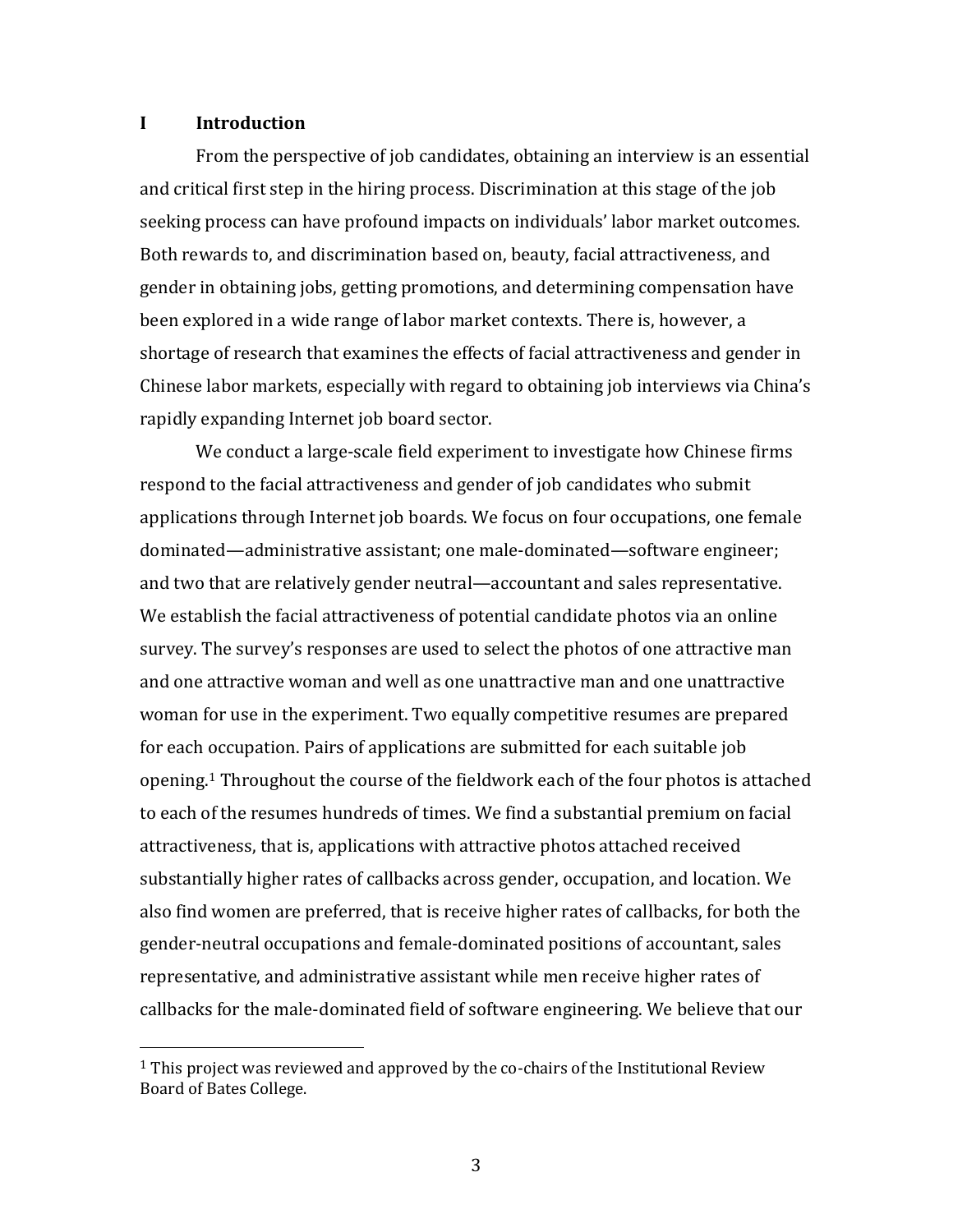## I Introduction

From the perspective of job candidates, obtaining an interview is an essential and critical first step in the hiring process. Discrimination at this stage of the job seeking process can have profound impacts on individuals' labor market outcomes. Both rewards to, and discrimination based on, beauty, facial attractiveness, and gender in obtaining jobs, getting promotions, and determining compensation have been explored in a wide range of labor market contexts. There is, however, a shortage of research that examines the effects of facial attractiveness and gender in Chinese labor markets, especially with regard to obtaining job interviews via China's rapidly expanding Internet job board sector.

We conduct a large-scale field experiment to investigate how Chinese firms respond to the facial attractiveness and gender of job candidates who submit applications through Internet job boards. We focus on four occupations, one female dominated—administrative assistant; one male-dominated—software engineer; and two that are relatively gender neutral—accountant and sales representative. We establish the facial attractiveness of potential candidate photos via an online survey. The survey's responses are used to select the photos of one attractive man and one attractive woman and well as one unattractive man and one unattractive woman for use in the experiment. Two equally competitive resumes are prepared for each occupation. Pairs of applications are submitted for each suitable job opening.[1] Throughout the course of the fieldwork each of the four photos is attached to each of the resumes hundreds of times. We find a substantial premium on facial attractiveness, that is, applications with attractive photos attached received substantially higher rates of callbacks across gender, occupation, and location. We also find women are preferred, that is receive higher rates of callbacks, for both the gender-neutral occupations and female-dominated positions of accountant, sales representative, and administrative assistant while men receive higher rates of callbacks for the male-dominated field of software engineering. We believe that our

[1] This project was reviewed and approved by the co-chairs of the Institutional Review Board of Bates College.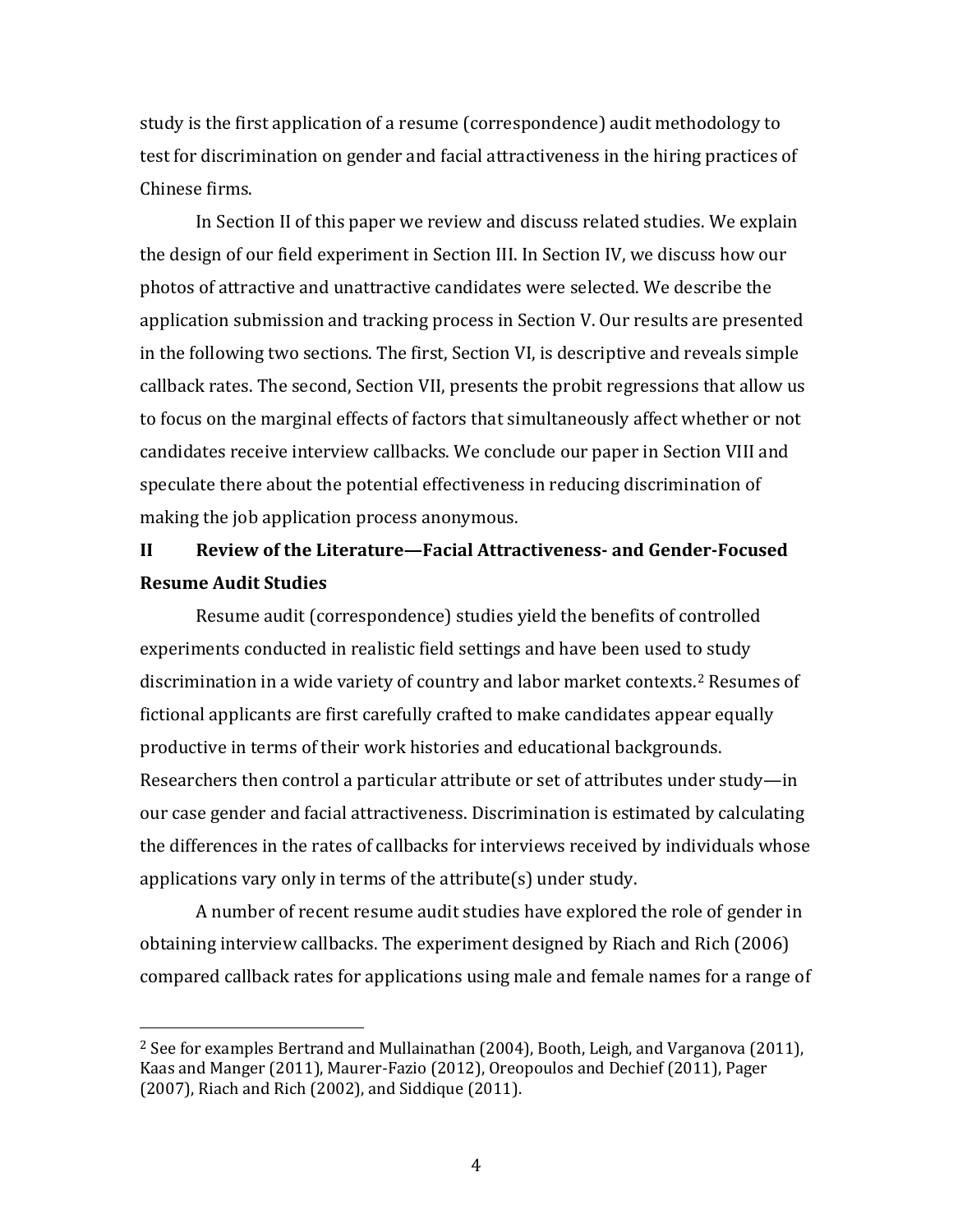study is the first application of a resume (correspondence) audit methodology to test for discrimination on gender and facial attractiveness in the hiring practices of Chinese firms.

In Section II of this paper we review and discuss related studies. We explain the design of our field experiment in Section III. In Section IV, we discuss how our photos of attractive and unattractive candidates were selected. We describe the application submission and tracking process in Section V. Our results are presented in the following two sections. The first, Section VI, is descriptive and reveals simple callback rates. The second, Section VII, presents the probit regressions that allow us to focus on the marginal effects of factors that simultaneously affect whether or not candidates receive interview callbacks. We conclude our paper in Section VIII and speculate there about the potential effectiveness in reducing discrimination of making the job application process anonymous.

## II Review of the Literature—Facial Attractiveness- and Gender-Focused Resume Audit Studies

Resume audit (correspondence) studies yield the benefits of controlled experiments conducted in realistic field settings and have been used to study discrimination in a wide variety of country and labor market contexts.[2] Resumes of fictional applicants are first carefully crafted to make candidates appear equally productive in terms of their work histories and educational backgrounds. Researchers then control a particular attribute or set of attributes under study—in our case gender and facial attractiveness. Discrimination is estimated by calculating the differences in the rates of callbacks for interviews received by individuals whose applications vary only in terms of the attribute(s) under study.

A number of recent resume audit studies have explored the role of gender in obtaining interview callbacks. The experiment designed by Riach and Rich (2006) compared callback rates for applications using male and female names for a range of

[2] See for examples Bertrand and Mullainathan (2004), Booth, Leigh, and Varganova (2011), Kaas and Manger (2011), Maurer-Fazio (2012), Oreopoulos and Dechief (2011), Pager (2007), Riach and Rich (2002), and Siddique (2011).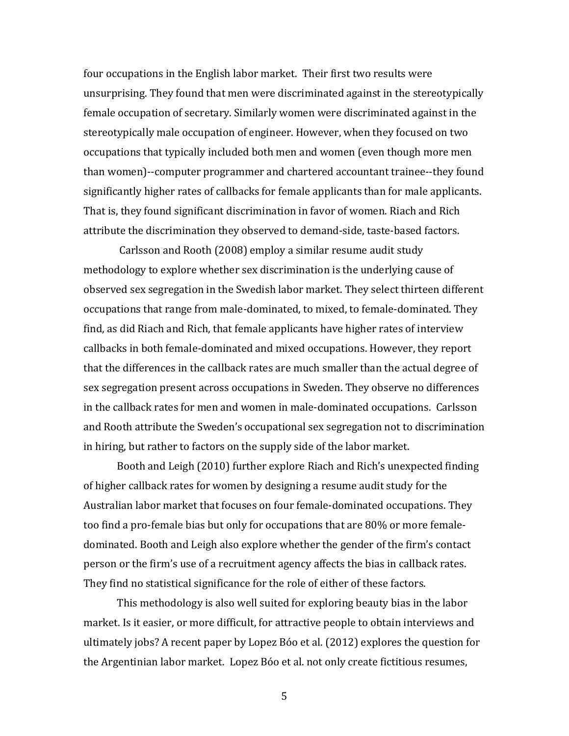four occupations in the English labor market. Their first two results were unsurprising. They found that men were discriminated against in the stereotypically female occupation of secretary. Similarly women were discriminated against in the stereotypically male occupation of engineer. However, when they focused on two occupations that typically included both men and women (even though more men than women)--computer programmer and chartered accountant trainee--they found significantly higher rates of callbacks for female applicants than for male applicants. That is, they found significant discrimination in favor of women. Riach and Rich attribute the discrimination they observed to demand-side, taste-based factors.

Carlsson and Rooth (2008) employ a similar resume audit study methodology to explore whether sex discrimination is the underlying cause of observed sex segregation in the Swedish labor market. They select thirteen different occupations that range from male-dominated, to mixed, to female-dominated. They find, as did Riach and Rich, that female applicants have higher rates of interview callbacks in both female-dominated and mixed occupations. However, they report that the differences in the callback rates are much smaller than the actual degree of sex segregation present across occupations in Sweden. They observe no differences in the callback rates for men and women in male-dominated occupations. Carlsson and Rooth attribute the Sweden's occupational sex segregation not to discrimination in hiring, but rather to factors on the supply side of the labor market.

Booth and Leigh (2010) further explore Riach and Rich's unexpected finding of higher callback rates for women by designing a resume audit study for the Australian labor market that focuses on four female-dominated occupations. They too find a pro-female bias but only for occupations that are 80% or more female-dominated. Booth and Leigh also explore whether the gender of the firm's contact person or the firm's use of a recruitment agency affects the bias in callback rates. They find no statistical significance for the role of either of these factors.

This methodology is also well suited for exploring beauty bias in the labor market. Is it easier, or more difficult, for attractive people to obtain interviews and ultimately jobs? A recent paper by Lopez Bóo et al. (2012) explores the question for the Argentinian labor market. Lopez Bóo et al. not only create fictitious resumes,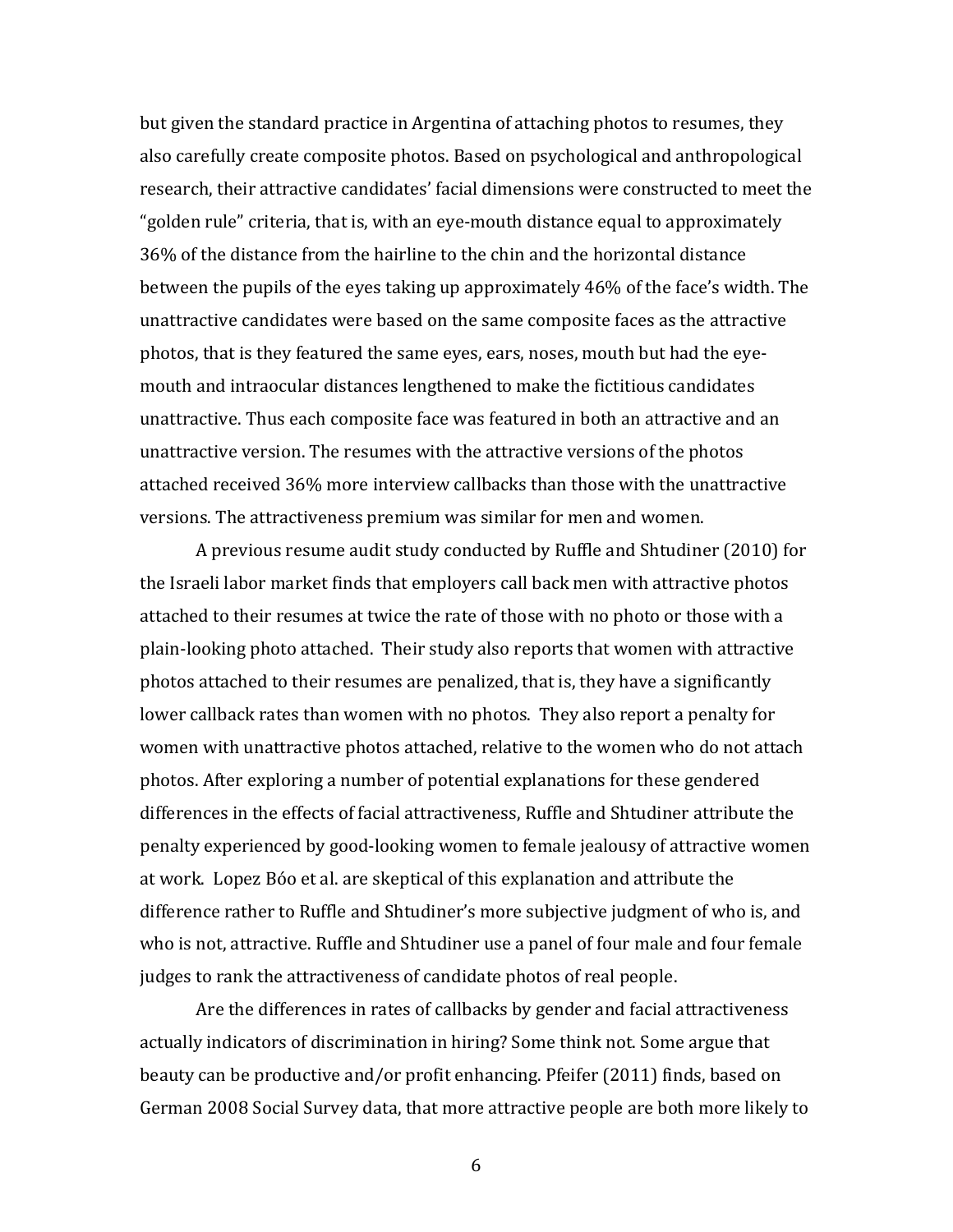but given the standard practice in Argentina of attaching photos to resumes, they also carefully create composite photos. Based on psychological and anthropological research, their attractive candidates' facial dimensions were constructed to meet the "golden rule" criteria, that is, with an eye-mouth distance equal to approximately 36% of the distance from the hairline to the chin and the horizontal distance between the pupils of the eyes taking up approximately 46% of the face's width. The unattractive candidates were based on the same composite faces as the attractive photos, that is they featured the same eyes, ears, noses, mouth but had the eye-mouth and intraocular distances lengthened to make the fictitious candidates unattractive. Thus each composite face was featured in both an attractive and an unattractive version. The resumes with the attractive versions of the photos attached received 36% more interview callbacks than those with the unattractive versions. The attractiveness premium was similar for men and women.

A previous resume audit study conducted by Ruffle and Shtudiner (2010) for the Israeli labor market finds that employers call back men with attractive photos attached to their resumes at twice the rate of those with no photo or those with a plain-looking photo attached. Their study also reports that women with attractive photos attached to their resumes are penalized, that is, they have a significantly lower callback rates than women with no photos. They also report a penalty for women with unattractive photos attached, relative to the women who do not attach photos. After exploring a number of potential explanations for these gendered differences in the effects of facial attractiveness, Ruffle and Shtudiner attribute the penalty experienced by good-looking women to female jealousy of attractive women at work. Lopez Bóo et al. are skeptical of this explanation and attribute the difference rather to Ruffle and Shtudiner's more subjective judgment of who is, and who is not, attractive. Ruffle and Shtudiner use a panel of four male and four female judges to rank the attractiveness of candidate photos of real people.

Are the differences in rates of callbacks by gender and facial attractiveness actually indicators of discrimination in hiring? Some think not. Some argue that beauty can be productive and/or profit enhancing. Pfeifer (2011) finds, based on German 2008 Social Survey data, that more attractive people are both more likely to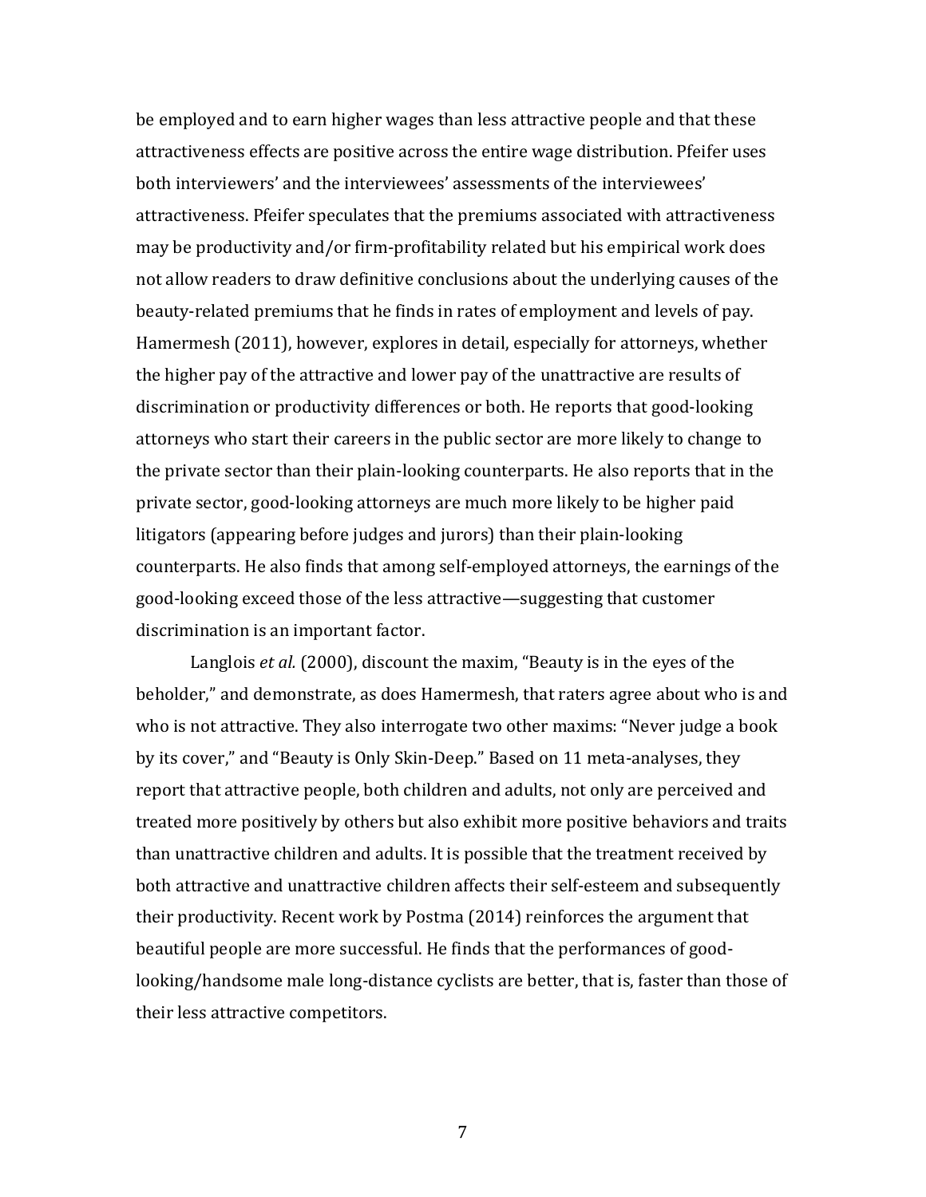be employed and to earn higher wages than less attractive people and that these attractiveness effects are positive across the entire wage distribution. Pfeifer uses both interviewers' and the interviewees' assessments of the interviewees' attractiveness. Pfeifer speculates that the premiums associated with attractiveness may be productivity and/or firm-profitability related but his empirical work does not allow readers to draw definitive conclusions about the underlying causes of the beauty-related premiums that he finds in rates of employment and levels of pay. Hamermesh (2011), however, explores in detail, especially for attorneys, whether the higher pay of the attractive and lower pay of the unattractive are results of discrimination or productivity differences or both. He reports that good-looking attorneys who start their careers in the public sector are more likely to change to the private sector than their plain-looking counterparts. He also reports that in the private sector, good-looking attorneys are much more likely to be higher paid litigators (appearing before judges and jurors) than their plain-looking counterparts. He also finds that among self-employed attorneys, the earnings of the good-looking exceed those of the less attractive—suggesting that customer discrimination is an important factor.

Langlois *et al.* (2000), discount the maxim, "Beauty is in the eyes of the beholder," and demonstrate, as does Hamermesh, that raters agree about who is and who is not attractive. They also interrogate two other maxims: "Never judge a book by its cover," and "Beauty is Only Skin-Deep." Based on 11 meta-analyses, they report that attractive people, both children and adults, not only are perceived and treated more positively by others but also exhibit more positive behaviors and traits than unattractive children and adults. It is possible that the treatment received by both attractive and unattractive children affects their self-esteem and subsequently their productivity. Recent work by Postma (2014) reinforces the argument that beautiful people are more successful. He finds that the performances of good-looking/handsome male long-distance cyclists are better, that is, faster than those of their less attractive competitors.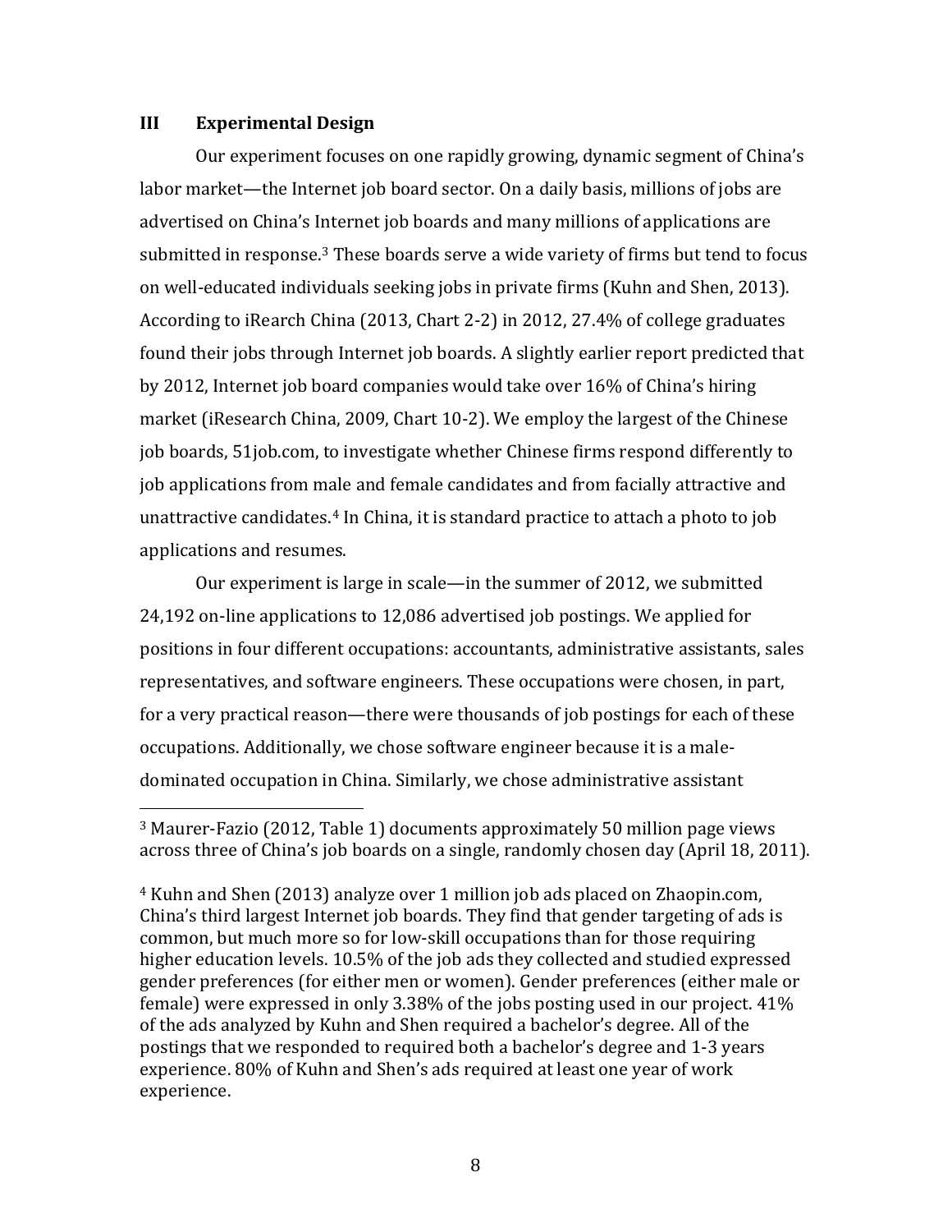## III Experimental Design

Our experiment focuses on one rapidly growing, dynamic segment of China's labor market—the Internet job board sector. On a daily basis, millions of jobs are advertised on China's Internet job boards and many millions of applications are submitted in response.[3] These boards serve a wide variety of firms but tend to focus on well-educated individuals seeking jobs in private firms (Kuhn and Shen, 2013). According to iRearch China (2013, Chart 2-2) in 2012, 27.4% of college graduates found their jobs through Internet job boards. A slightly earlier report predicted that by 2012, Internet job board companies would take over 16% of China's hiring market (iResearch China, 2009, Chart 10-2). We employ the largest of the Chinese job boards, 51job.com, to investigate whether Chinese firms respond differently to job applications from male and female candidates and from facially attractive and unattractive candidates.[4] In China, it is standard practice to attach a photo to job applications and resumes.

Our experiment is large in scale—in the summer of 2012, we submitted 24,192 on-line applications to 12,086 advertised job postings. We applied for positions in four different occupations: accountants, administrative assistants, sales representatives, and software engineers. These occupations were chosen, in part, for a very practical reason—there were thousands of job postings for each of these occupations. Additionally, we chose software engineer because it is a male-dominated occupation in China. Similarly, we chose administrative assistant

---

[3] Maurer-Fazio (2012, Table 1) documents approximately 50 million page views across three of China's job boards on a single, randomly chosen day (April 18, 2011).

[4] Kuhn and Shen (2013) analyze over 1 million job ads placed on Zhaopin.com, China's third largest Internet job boards. They find that gender targeting of ads is common, but much more so for low-skill occupations than for those requiring higher education levels. 10.5% of the job ads they collected and studied expressed gender preferences (for either men or women). Gender preferences (either male or female) were expressed in only 3.38% of the jobs posting used in our project. 41% of the ads analyzed by Kuhn and Shen required a bachelor's degree. All of the postings that we responded to required both a bachelor's degree and 1-3 years experience. 80% of Kuhn and Shen's ads required at least one year of work experience.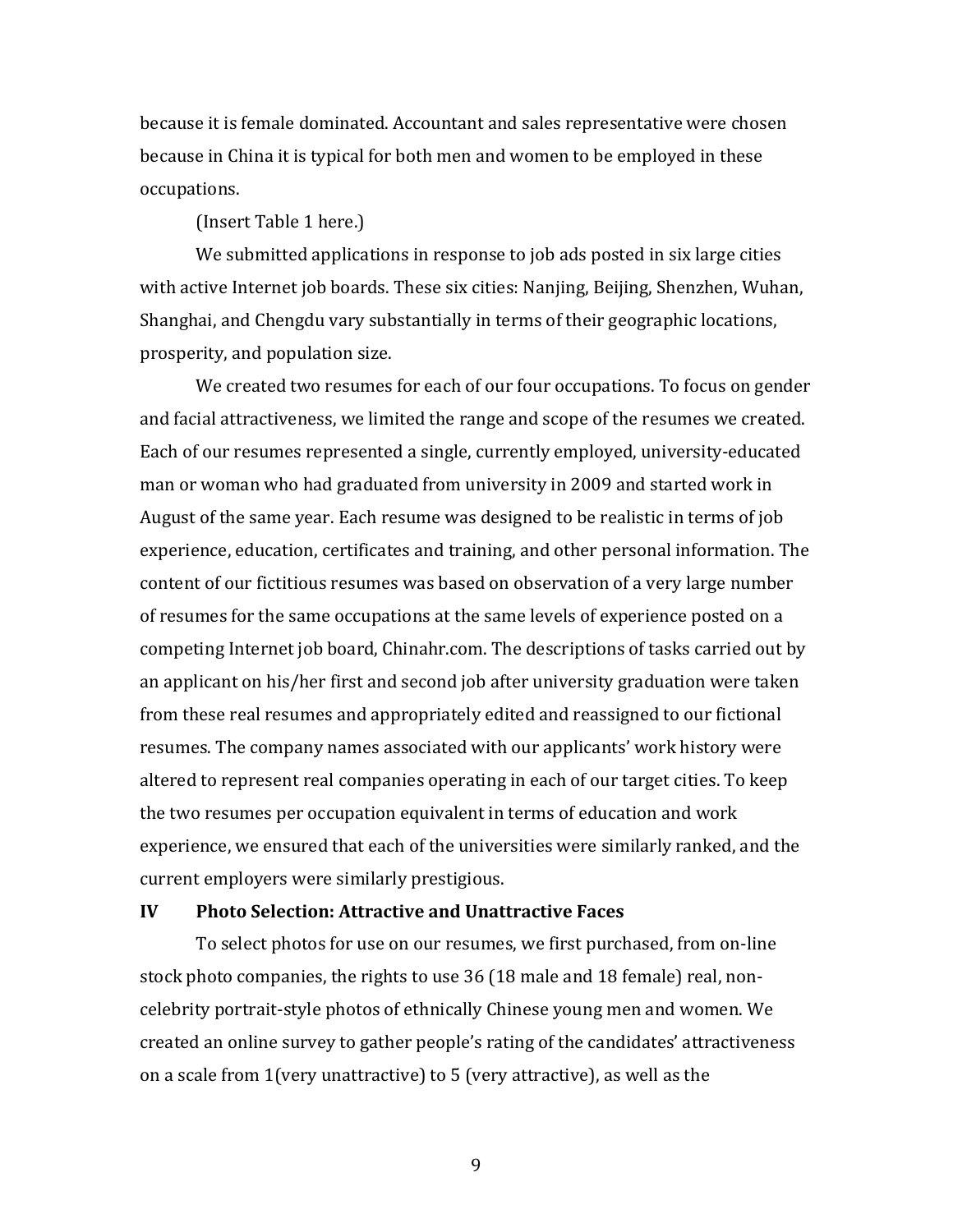because it is female dominated. Accountant and sales representative were chosen because in China it is typical for both men and women to be employed in these occupations.

(Insert Table 1 here.)

We submitted applications in response to job ads posted in six large cities with active Internet job boards. These six cities: Nanjing, Beijing, Shenzhen, Wuhan, Shanghai, and Chengdu vary substantially in terms of their geographic locations, prosperity, and population size.

We created two resumes for each of our four occupations. To focus on gender and facial attractiveness, we limited the range and scope of the resumes we created. Each of our resumes represented a single, currently employed, university-educated man or woman who had graduated from university in 2009 and started work in August of the same year. Each resume was designed to be realistic in terms of job experience, education, certificates and training, and other personal information. The content of our fictitious resumes was based on observation of a very large number of resumes for the same occupations at the same levels of experience posted on a competing Internet job board, Chinahr.com. The descriptions of tasks carried out by an applicant on his/her first and second job after university graduation were taken from these real resumes and appropriately edited and reassigned to our fictional resumes. The company names associated with our applicants' work history were altered to represent real companies operating in each of our target cities. To keep the two resumes per occupation equivalent in terms of education and work experience, we ensured that each of the universities were similarly ranked, and the current employers were similarly prestigious.

## IV Photo Selection: Attractive and Unattractive Faces

To select photos for use on our resumes, we first purchased, from on-line stock photo companies, the rights to use 36 (18 male and 18 female) real, non-celebrity portrait-style photos of ethnically Chinese young men and women. We created an online survey to gather people's rating of the candidates' attractiveness on a scale from 1(very unattractive) to 5 (very attractive), as well as the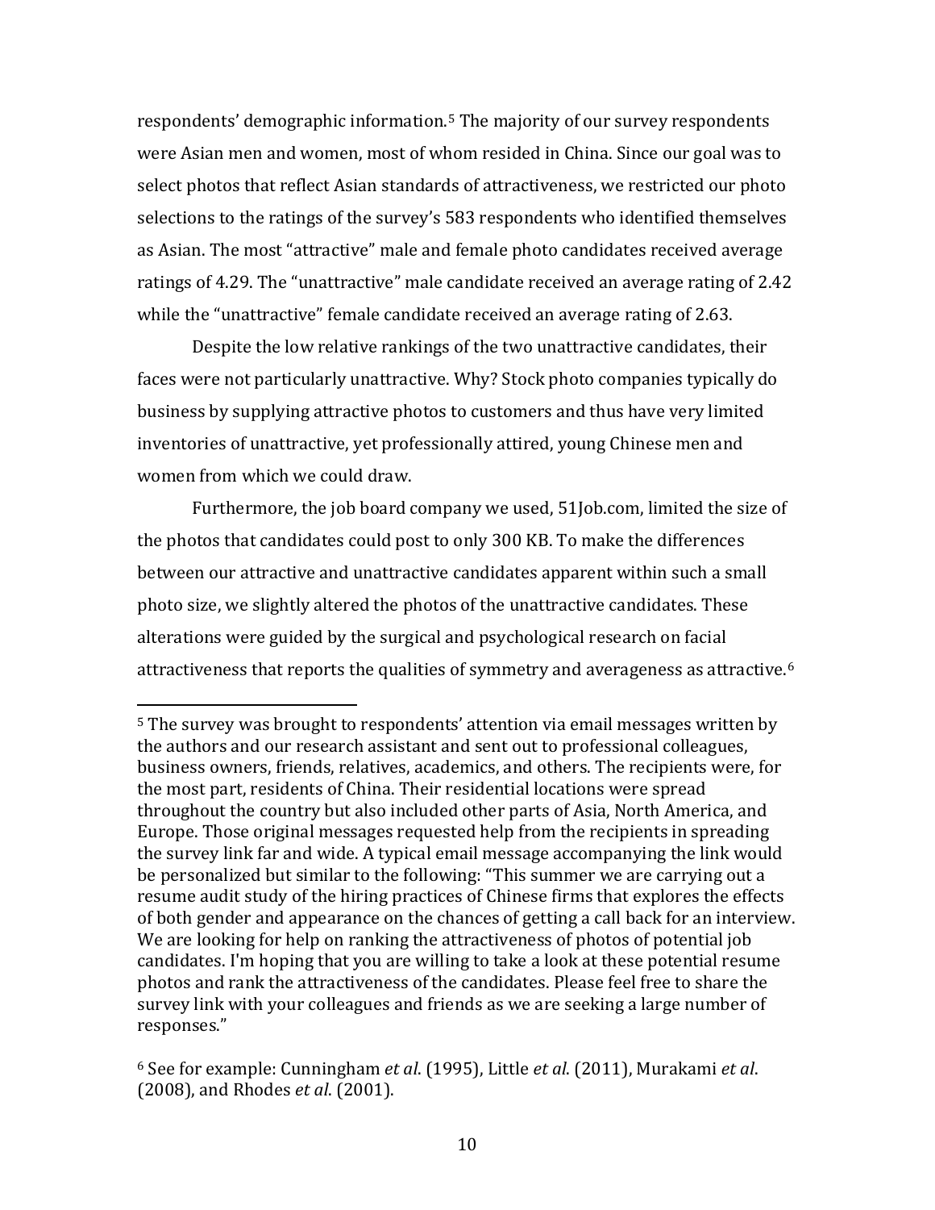respondents' demographic information.[5] The majority of our survey respondents were Asian men and women, most of whom resided in China. Since our goal was to select photos that reflect Asian standards of attractiveness, we restricted our photo selections to the ratings of the survey's 583 respondents who identified themselves as Asian. The most "attractive" male and female photo candidates received average ratings of 4.29. The "unattractive" male candidate received an average rating of 2.42 while the "unattractive" female candidate received an average rating of 2.63.

Despite the low relative rankings of the two unattractive candidates, their faces were not particularly unattractive. Why? Stock photo companies typically do business by supplying attractive photos to customers and thus have very limited inventories of unattractive, yet professionally attired, young Chinese men and women from which we could draw.

Furthermore, the job board company we used, 51Job.com, limited the size of the photos that candidates could post to only 300 KB. To make the differences between our attractive and unattractive candidates apparent within such a small photo size, we slightly altered the photos of the unattractive candidates. These alterations were guided by the surgical and psychological research on facial attractiveness that reports the qualities of symmetry and averageness as attractive.[6]

---

[5] The survey was brought to respondents' attention via email messages written by the authors and our research assistant and sent out to professional colleagues, business owners, friends, relatives, academics, and others. The recipients were, for the most part, residents of China. Their residential locations were spread throughout the country but also included other parts of Asia, North America, and Europe. Those original messages requested help from the recipients in spreading the survey link far and wide. A typical email message accompanying the link would be personalized but similar to the following: "This summer we are carrying out a resume audit study of the hiring practices of Chinese firms that explores the effects of both gender and appearance on the chances of getting a call back for an interview. We are looking for help on ranking the attractiveness of photos of potential job candidates. I'm hoping that you are willing to take a look at these potential resume photos and rank the attractiveness of the candidates. Please feel free to share the survey link with your colleagues and friends as we are seeking a large number of responses."

[6] See for example: Cunningham *et al*. (1995), Little *et al*. (2011), Murakami *et al*. (2008), and Rhodes *et al*. (2001).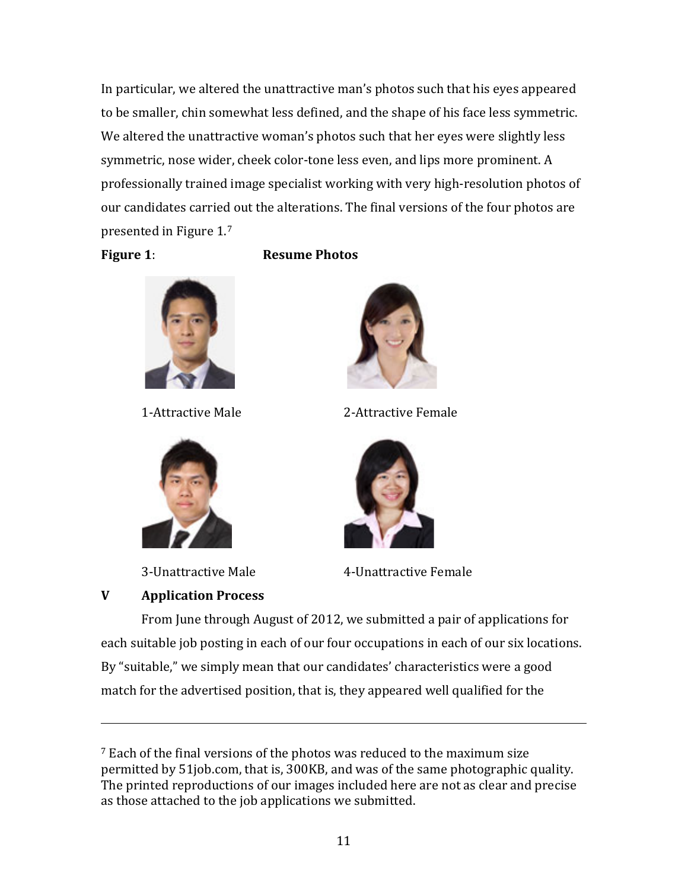In particular, we altered the unattractive man's photos such that his eyes appeared to be smaller, chin somewhat less defined, and the shape of his face less symmetric. We altered the unattractive woman's photos such that her eyes were slightly less symmetric, nose wider, cheek color-tone less even, and lips more prominent. A professionally trained image specialist working with very high-resolution photos of our candidates carried out the alterations. The final versions of the four photos are presented in Figure 1.[7]

**Figure 1**: **Resume Photos**

1-Attractive Male 2-Attractive Female

3-Unattractive Male 4-Unattractive Female

## V Application Process

From June through August of 2012, we submitted a pair of applications for each suitable job posting in each of our four occupations in each of our six locations. By "suitable," we simply mean that our candidates' characteristics were a good match for the advertised position, that is, they appeared well qualified for the

---

[7] Each of the final versions of the photos was reduced to the maximum size permitted by 51job.com, that is, 300KB, and was of the same photographic quality. The printed reproductions of our images included here are not as clear and precise as those attached to the job applications we submitted.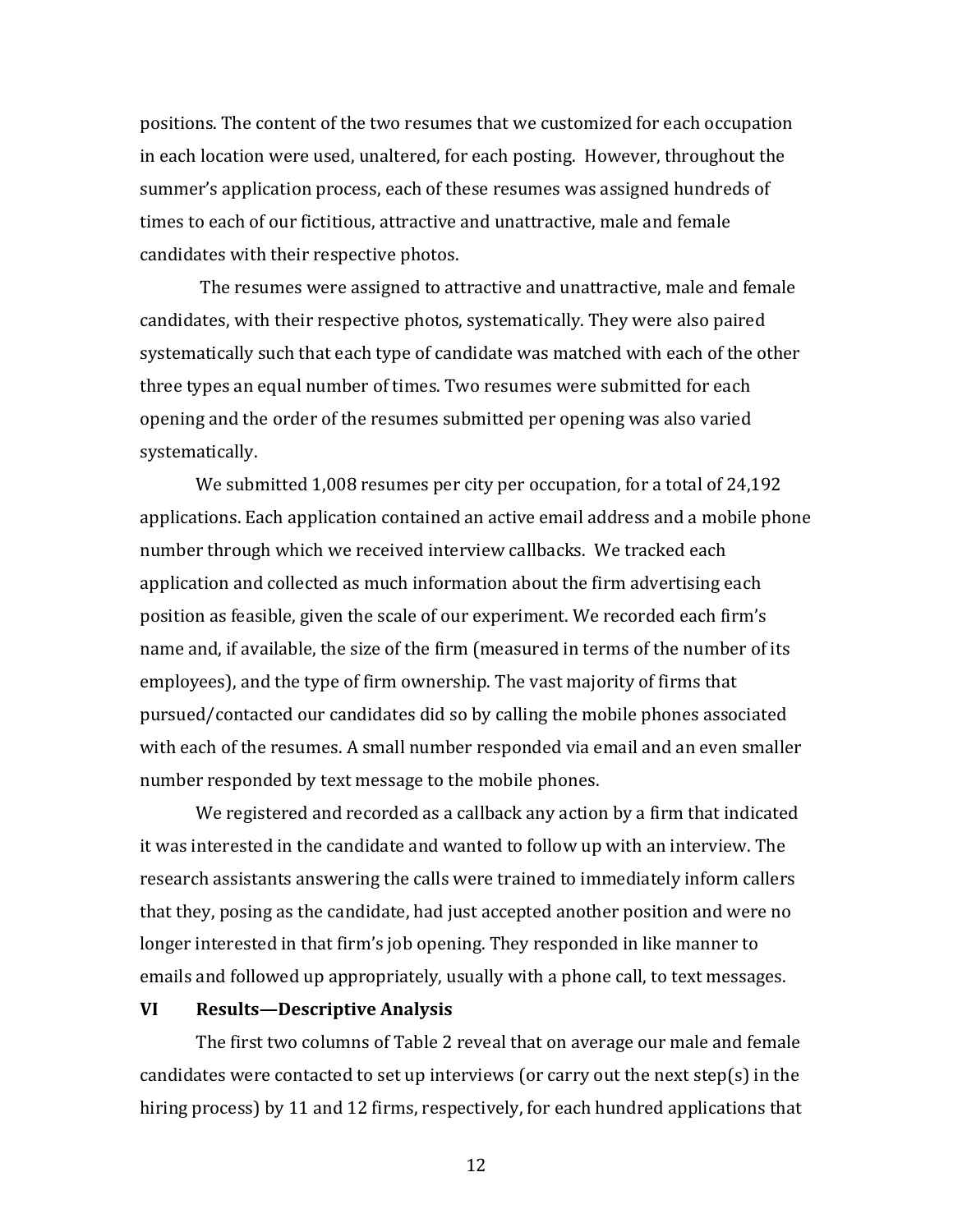positions. The content of the two resumes that we customized for each occupation in each location were used, unaltered, for each posting. However, throughout the summer's application process, each of these resumes was assigned hundreds of times to each of our fictitious, attractive and unattractive, male and female candidates with their respective photos.

The resumes were assigned to attractive and unattractive, male and female candidates, with their respective photos, systematically. They were also paired systematically such that each type of candidate was matched with each of the other three types an equal number of times. Two resumes were submitted for each opening and the order of the resumes submitted per opening was also varied systematically.

We submitted 1,008 resumes per city per occupation, for a total of 24,192 applications. Each application contained an active email address and a mobile phone number through which we received interview callbacks. We tracked each application and collected as much information about the firm advertising each position as feasible, given the scale of our experiment. We recorded each firm's name and, if available, the size of the firm (measured in terms of the number of its employees), and the type of firm ownership. The vast majority of firms that pursued/contacted our candidates did so by calling the mobile phones associated with each of the resumes. A small number responded via email and an even smaller number responded by text message to the mobile phones.

We registered and recorded as a callback any action by a firm that indicated it was interested in the candidate and wanted to follow up with an interview. The research assistants answering the calls were trained to immediately inform callers that they, posing as the candidate, had just accepted another position and were no longer interested in that firm's job opening. They responded in like manner to emails and followed up appropriately, usually with a phone call, to text messages.

## VI Results—Descriptive Analysis

The first two columns of Table 2 reveal that on average our male and female candidates were contacted to set up interviews (or carry out the next step(s) in the hiring process) by 11 and 12 firms, respectively, for each hundred applications that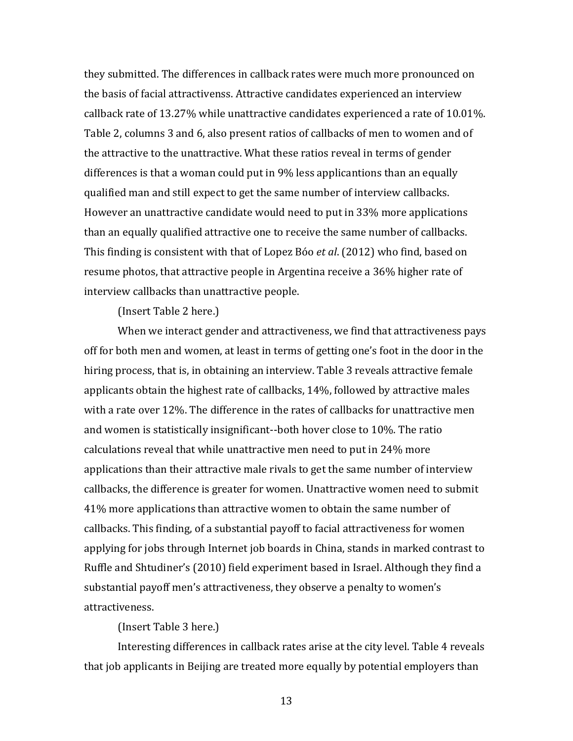they submitted. The differences in callback rates were much more pronounced on the basis of facial attractivenss. Attractive candidates experienced an interview callback rate of 13.27% while unattractive candidates experienced a rate of 10.01%. Table 2, columns 3 and 6, also present ratios of callbacks of men to women and of the attractive to the unattractive. What these ratios reveal in terms of gender differences is that a woman could put in 9% less applicantions than an equally qualified man and still expect to get the same number of interview callbacks. However an unattractive candidate would need to put in 33% more applications than an equally qualified attractive one to receive the same number of callbacks. This finding is consistent with that of Lopez Bóo *et al*. (2012) who find, based on resume photos, that attractive people in Argentina receive a 36% higher rate of interview callbacks than unattractive people.

(Insert Table 2 here.)

When we interact gender and attractiveness, we find that attractiveness pays off for both men and women, at least in terms of getting one's foot in the door in the hiring process, that is, in obtaining an interview. Table 3 reveals attractive female applicants obtain the highest rate of callbacks, 14%, followed by attractive males with a rate over 12%. The difference in the rates of callbacks for unattractive men and women is statistically insignificant--both hover close to 10%. The ratio calculations reveal that while unattractive men need to put in 24% more applications than their attractive male rivals to get the same number of interview callbacks, the difference is greater for women. Unattractive women need to submit 41% more applications than attractive women to obtain the same number of callbacks. This finding, of a substantial payoff to facial attractiveness for women applying for jobs through Internet job boards in China, stands in marked contrast to Ruffle and Shtudiner's (2010) field experiment based in Israel. Although they find a substantial payoff men's attractiveness, they observe a penalty to women's attractiveness.

(Insert Table 3 here.)

Interesting differences in callback rates arise at the city level. Table 4 reveals that job applicants in Beijing are treated more equally by potential employers than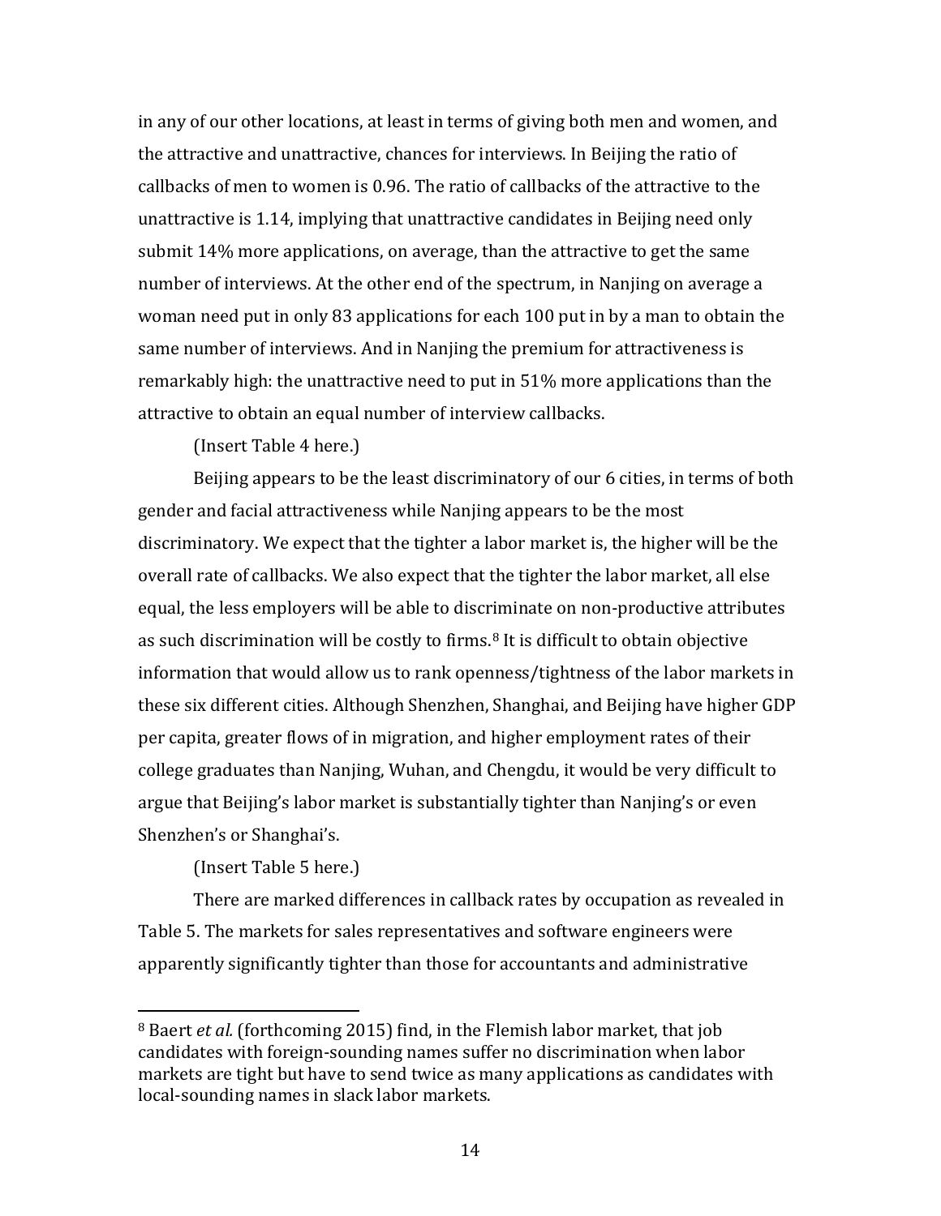in any of our other locations, at least in terms of giving both men and women, and the attractive and unattractive, chances for interviews. In Beijing the ratio of callbacks of men to women is 0.96. The ratio of callbacks of the attractive to the unattractive is 1.14, implying that unattractive candidates in Beijing need only submit 14% more applications, on average, than the attractive to get the same number of interviews. At the other end of the spectrum, in Nanjing on average a woman need put in only 83 applications for each 100 put in by a man to obtain the same number of interviews. And in Nanjing the premium for attractiveness is remarkably high: the unattractive need to put in 51% more applications than the attractive to obtain an equal number of interview callbacks.

(Insert Table 4 here.)

Beijing appears to be the least discriminatory of our 6 cities, in terms of both gender and facial attractiveness while Nanjing appears to be the most discriminatory. We expect that the tighter a labor market is, the higher will be the overall rate of callbacks. We also expect that the tighter the labor market, all else equal, the less employers will be able to discriminate on non-productive attributes as such discrimination will be costly to firms.[8] It is difficult to obtain objective information that would allow us to rank openness/tightness of the labor markets in these six different cities. Although Shenzhen, Shanghai, and Beijing have higher GDP per capita, greater flows of in migration, and higher employment rates of their college graduates than Nanjing, Wuhan, and Chengdu, it would be very difficult to argue that Beijing's labor market is substantially tighter than Nanjing's or even Shenzhen's or Shanghai's.

(Insert Table 5 here.)

There are marked differences in callback rates by occupation as revealed in Table 5. The markets for sales representatives and software engineers were apparently significantly tighter than those for accountants and administrative

[8] Baert *et al.* (forthcoming 2015) find, in the Flemish labor market, that job candidates with foreign-sounding names suffer no discrimination when labor markets are tight but have to send twice as many applications as candidates with local-sounding names in slack labor markets.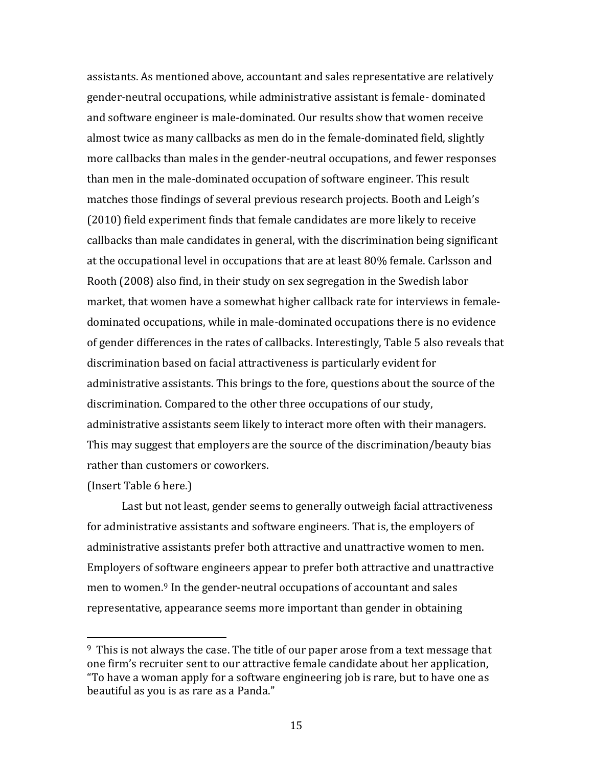assistants. As mentioned above, accountant and sales representative are relatively gender-neutral occupations, while administrative assistant is female- dominated and software engineer is male-dominated. Our results show that women receive almost twice as many callbacks as men do in the female-dominated field, slightly more callbacks than males in the gender-neutral occupations, and fewer responses than men in the male-dominated occupation of software engineer. This result matches those findings of several previous research projects. Booth and Leigh's (2010) field experiment finds that female candidates are more likely to receive callbacks than male candidates in general, with the discrimination being significant at the occupational level in occupations that are at least 80% female. Carlsson and Rooth (2008) also find, in their study on sex segregation in the Swedish labor market, that women have a somewhat higher callback rate for interviews in female-dominated occupations, while in male-dominated occupations there is no evidence of gender differences in the rates of callbacks. Interestingly, Table 5 also reveals that discrimination based on facial attractiveness is particularly evident for administrative assistants. This brings to the fore, questions about the source of the discrimination. Compared to the other three occupations of our study, administrative assistants seem likely to interact more often with their managers. This may suggest that employers are the source of the discrimination/beauty bias rather than customers or coworkers.

(Insert Table 6 here.)

Last but not least, gender seems to generally outweigh facial attractiveness for administrative assistants and software engineers. That is, the employers of administrative assistants prefer both attractive and unattractive women to men. Employers of software engineers appear to prefer both attractive and unattractive men to women.[9] In the gender-neutral occupations of accountant and sales representative, appearance seems more important than gender in obtaining

---

[9] This is not always the case. The title of our paper arose from a text message that one firm's recruiter sent to our attractive female candidate about her application, "To have a woman apply for a software engineering job is rare, but to have one as beautiful as you is as rare as a Panda."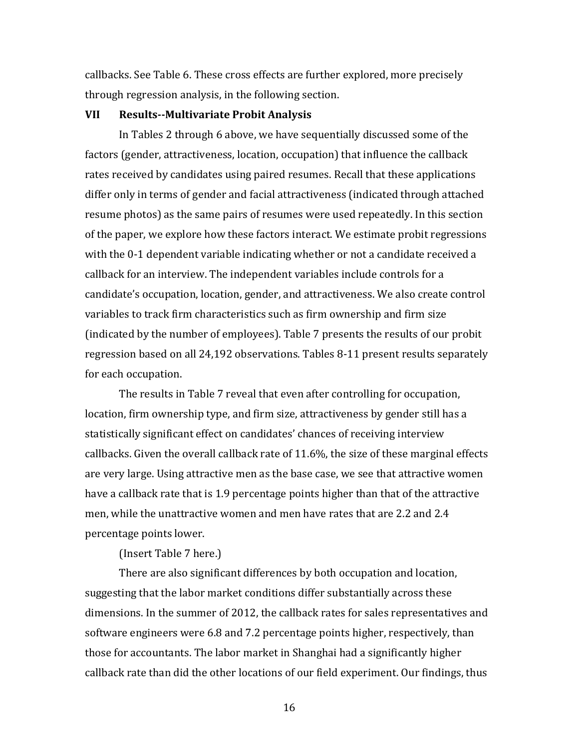callbacks. See Table 6. These cross effects are further explored, more precisely through regression analysis, in the following section.

## VII Results--Multivariate Probit Analysis

In Tables 2 through 6 above, we have sequentially discussed some of the factors (gender, attractiveness, location, occupation) that influence the callback rates received by candidates using paired resumes. Recall that these applications differ only in terms of gender and facial attractiveness (indicated through attached resume photos) as the same pairs of resumes were used repeatedly. In this section of the paper, we explore how these factors interact. We estimate probit regressions with the 0-1 dependent variable indicating whether or not a candidate received a callback for an interview. The independent variables include controls for a candidate's occupation, location, gender, and attractiveness. We also create control variables to track firm characteristics such as firm ownership and firm size (indicated by the number of employees). Table 7 presents the results of our probit regression based on all 24,192 observations. Tables 8-11 present results separately for each occupation.

The results in Table 7 reveal that even after controlling for occupation, location, firm ownership type, and firm size, attractiveness by gender still has a statistically significant effect on candidates' chances of receiving interview callbacks. Given the overall callback rate of 11.6%, the size of these marginal effects are very large. Using attractive men as the base case, we see that attractive women have a callback rate that is 1.9 percentage points higher than that of the attractive men, while the unattractive women and men have rates that are 2.2 and 2.4 percentage points lower.

(Insert Table 7 here.)

There are also significant differences by both occupation and location, suggesting that the labor market conditions differ substantially across these dimensions. In the summer of 2012, the callback rates for sales representatives and software engineers were 6.8 and 7.2 percentage points higher, respectively, than those for accountants. The labor market in Shanghai had a significantly higher callback rate than did the other locations of our field experiment. Our findings, thus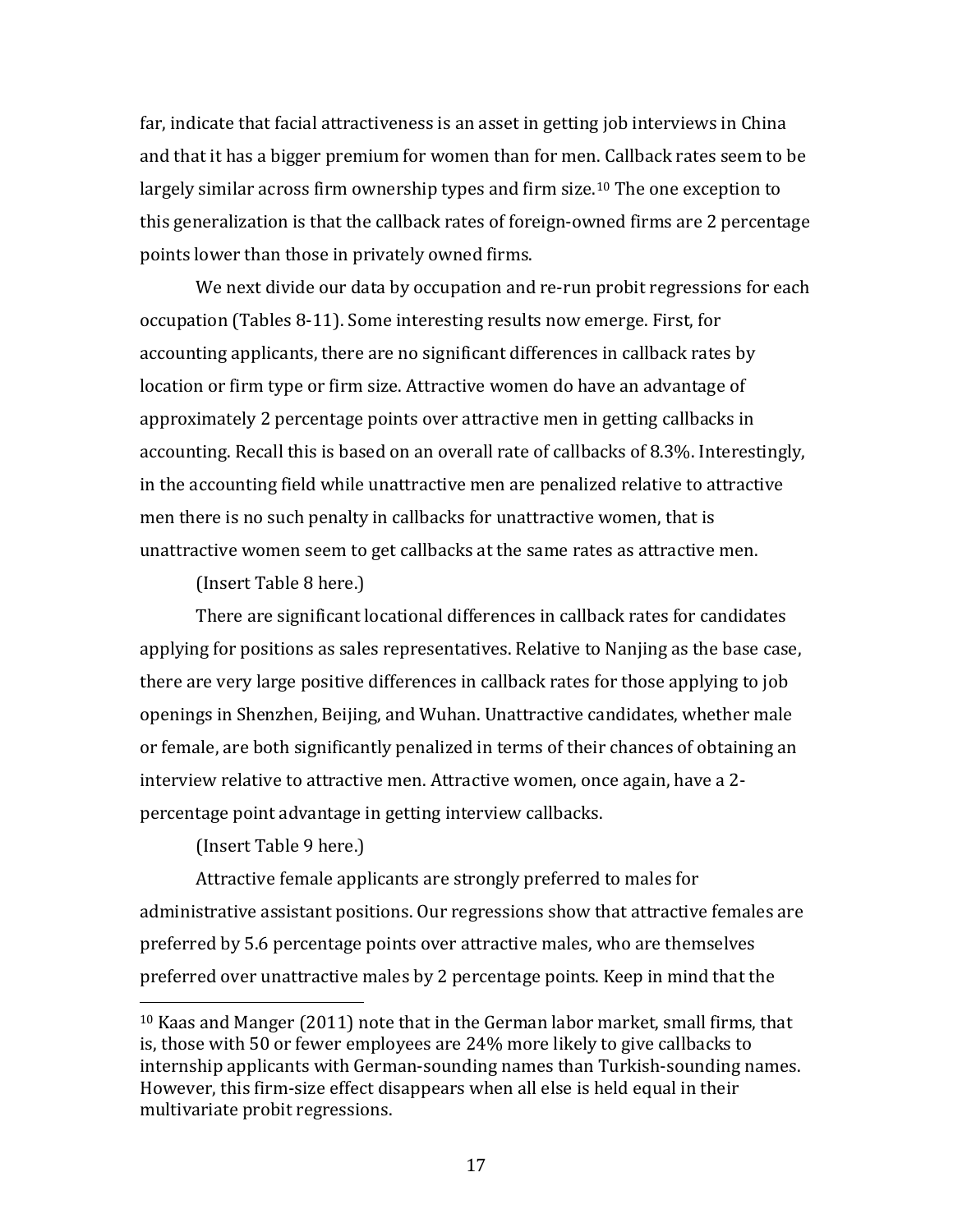far, indicate that facial attractiveness is an asset in getting job interviews in China and that it has a bigger premium for women than for men. Callback rates seem to be largely similar across firm ownership types and firm size.[10] The one exception to this generalization is that the callback rates of foreign-owned firms are 2 percentage points lower than those in privately owned firms.

We next divide our data by occupation and re-run probit regressions for each occupation (Tables 8-11). Some interesting results now emerge. First, for accounting applicants, there are no significant differences in callback rates by location or firm type or firm size. Attractive women do have an advantage of approximately 2 percentage points over attractive men in getting callbacks in accounting. Recall this is based on an overall rate of callbacks of 8.3%. Interestingly, in the accounting field while unattractive men are penalized relative to attractive men there is no such penalty in callbacks for unattractive women, that is unattractive women seem to get callbacks at the same rates as attractive men.

(Insert Table 8 here.)

There are significant locational differences in callback rates for candidates applying for positions as sales representatives. Relative to Nanjing as the base case, there are very large positive differences in callback rates for those applying to job openings in Shenzhen, Beijing, and Wuhan. Unattractive candidates, whether male or female, are both significantly penalized in terms of their chances of obtaining an interview relative to attractive men. Attractive women, once again, have a 2-percentage point advantage in getting interview callbacks.

(Insert Table 9 here.)

Attractive female applicants are strongly preferred to males for administrative assistant positions. Our regressions show that attractive females are preferred by 5.6 percentage points over attractive males, who are themselves preferred over unattractive males by 2 percentage points. Keep in mind that the

---

[10] Kaas and Manger (2011) note that in the German labor market, small firms, that is, those with 50 or fewer employees are 24% more likely to give callbacks to internship applicants with German-sounding names than Turkish-sounding names. However, this firm-size effect disappears when all else is held equal in their multivariate probit regressions.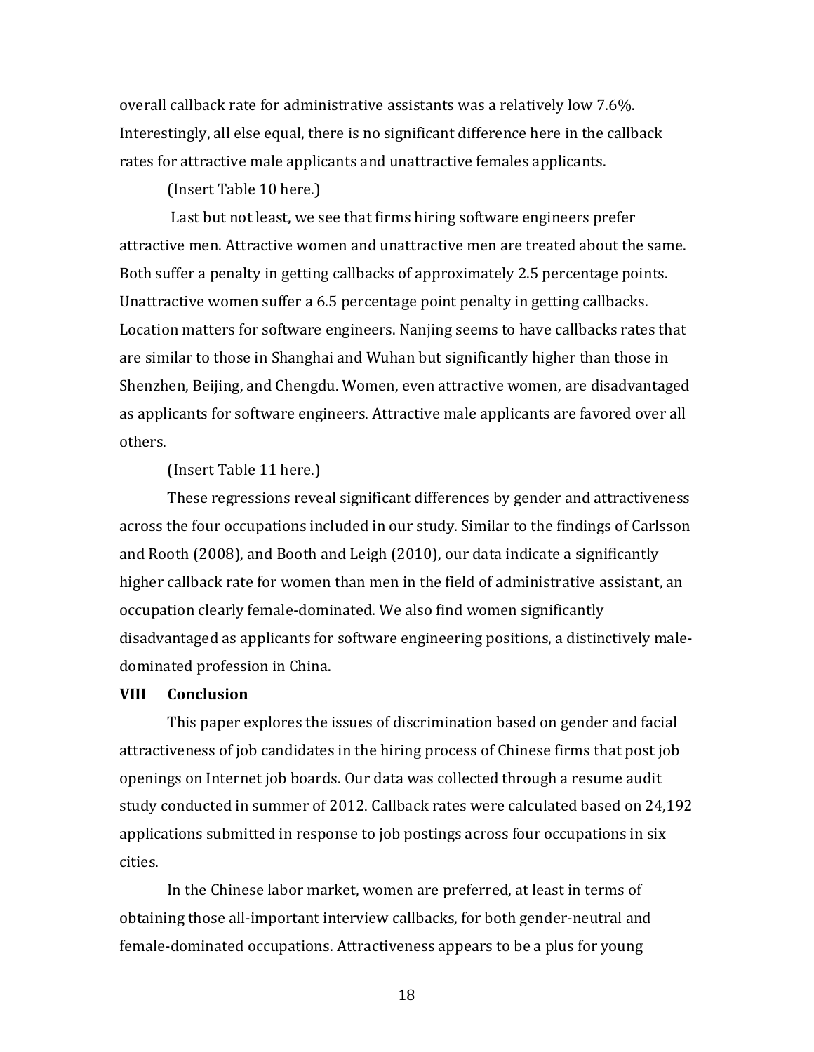overall callback rate for administrative assistants was a relatively low 7.6%. Interestingly, all else equal, there is no significant difference here in the callback rates for attractive male applicants and unattractive females applicants.

(Insert Table 10 here.)

Last but not least, we see that firms hiring software engineers prefer attractive men. Attractive women and unattractive men are treated about the same. Both suffer a penalty in getting callbacks of approximately 2.5 percentage points. Unattractive women suffer a 6.5 percentage point penalty in getting callbacks. Location matters for software engineers. Nanjing seems to have callbacks rates that are similar to those in Shanghai and Wuhan but significantly higher than those in Shenzhen, Beijing, and Chengdu. Women, even attractive women, are disadvantaged as applicants for software engineers. Attractive male applicants are favored over all others.

(Insert Table 11 here.)

These regressions reveal significant differences by gender and attractiveness across the four occupations included in our study. Similar to the findings of Carlsson and Rooth (2008), and Booth and Leigh (2010), our data indicate a significantly higher callback rate for women than men in the field of administrative assistant, an occupation clearly female-dominated. We also find women significantly disadvantaged as applicants for software engineering positions, a distinctively male-dominated profession in China.

## VIII Conclusion

This paper explores the issues of discrimination based on gender and facial attractiveness of job candidates in the hiring process of Chinese firms that post job openings on Internet job boards. Our data was collected through a resume audit study conducted in summer of 2012. Callback rates were calculated based on 24,192 applications submitted in response to job postings across four occupations in six cities.

In the Chinese labor market, women are preferred, at least in terms of obtaining those all-important interview callbacks, for both gender-neutral and female-dominated occupations. Attractiveness appears to be a plus for young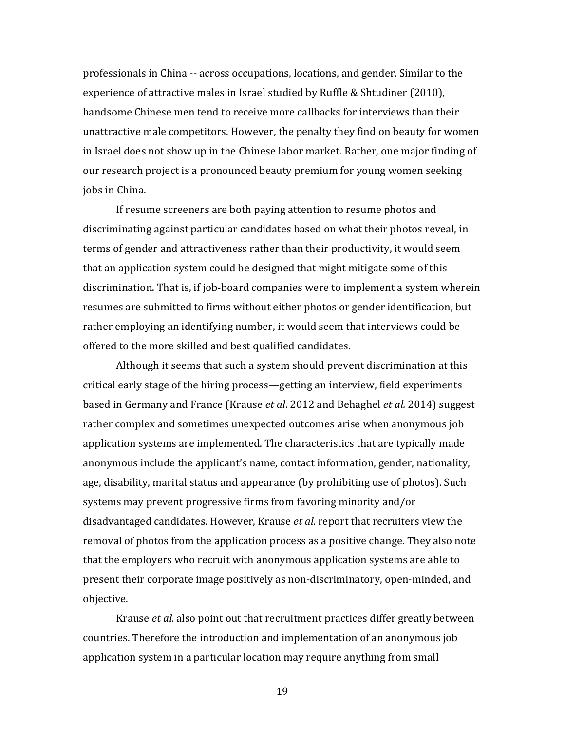professionals in China -- across occupations, locations, and gender. Similar to the experience of attractive males in Israel studied by Ruffle & Shtudiner (2010), handsome Chinese men tend to receive more callbacks for interviews than their unattractive male competitors. However, the penalty they find on beauty for women in Israel does not show up in the Chinese labor market. Rather, one major finding of our research project is a pronounced beauty premium for young women seeking jobs in China.

If resume screeners are both paying attention to resume photos and discriminating against particular candidates based on what their photos reveal, in terms of gender and attractiveness rather than their productivity, it would seem that an application system could be designed that might mitigate some of this discrimination. That is, if job-board companies were to implement a system wherein resumes are submitted to firms without either photos or gender identification, but rather employing an identifying number, it would seem that interviews could be offered to the more skilled and best qualified candidates.

Although it seems that such a system should prevent discrimination at this critical early stage of the hiring process—getting an interview, field experiments based in Germany and France (Krause *et al*. 2012 and Behaghel *et al.* 2014) suggest rather complex and sometimes unexpected outcomes arise when anonymous job application systems are implemented. The characteristics that are typically made anonymous include the applicant's name, contact information, gender, nationality, age, disability, marital status and appearance (by prohibiting use of photos). Such systems may prevent progressive firms from favoring minority and/or disadvantaged candidates. However, Krause *et al.* report that recruiters view the removal of photos from the application process as a positive change. They also note that the employers who recruit with anonymous application systems are able to present their corporate image positively as non-discriminatory, open-minded, and objective.

Krause *et al.* also point out that recruitment practices differ greatly between countries. Therefore the introduction and implementation of an anonymous job application system in a particular location may require anything from small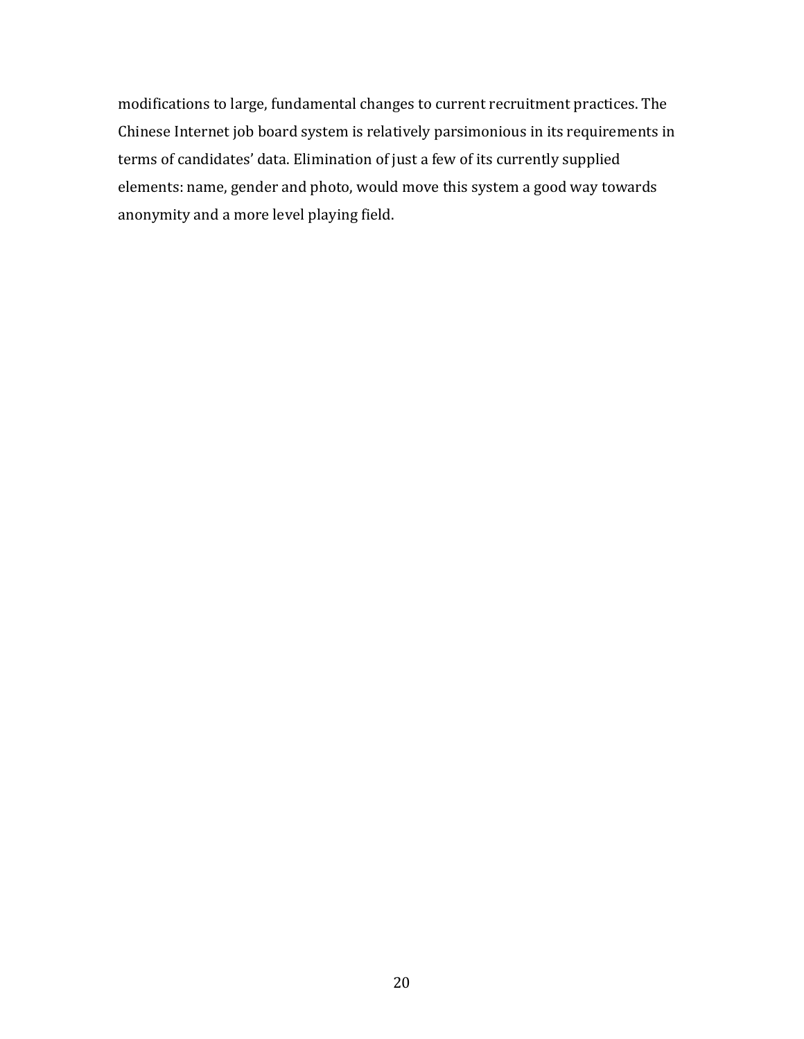modifications to large, fundamental changes to current recruitment practices. The Chinese Internet job board system is relatively parsimonious in its requirements in terms of candidates' data. Elimination of just a few of its currently supplied elements: name, gender and photo, would move this system a good way towards anonymity and a more level playing field.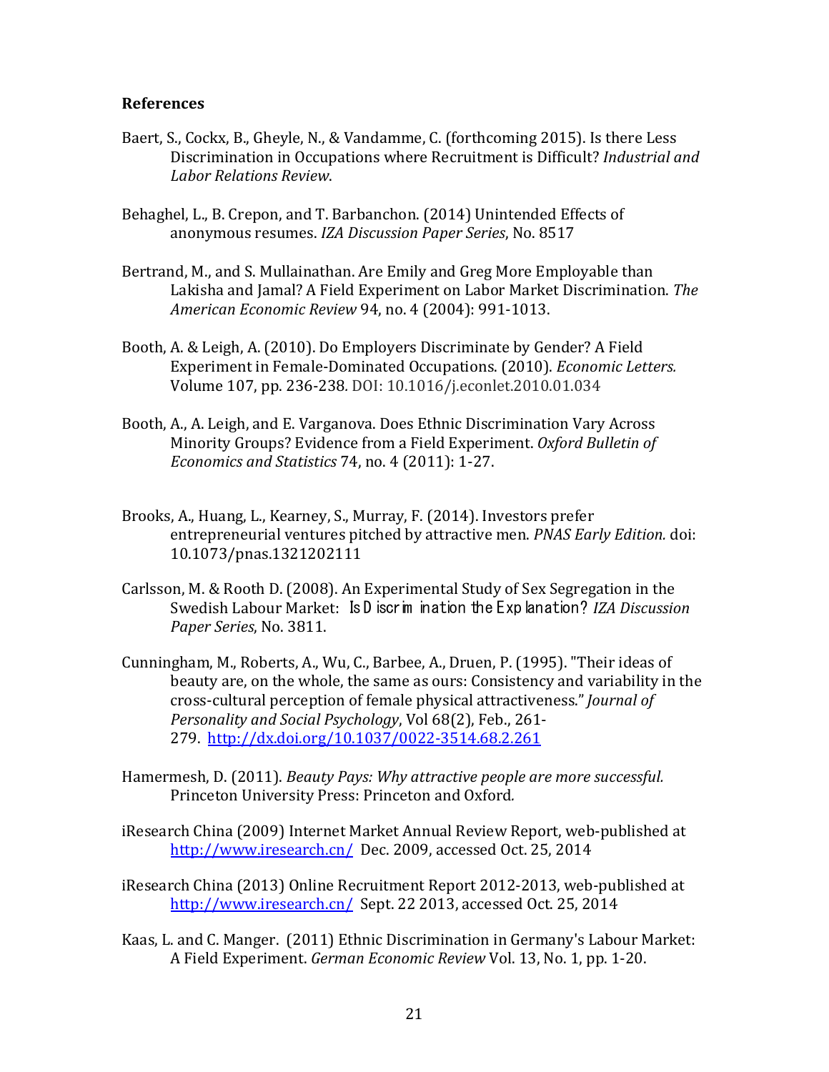**References**

Baert, S., Cockx, B., Gheyle, N., & Vandamme, C. (forthcoming 2015). Is there Less Discrimination in Occupations where Recruitment is Difficult? *Industrial and Labor Relations Review*.

Behaghel, L., B. Crepon, and T. Barbanchon. (2014) Unintended Effects of anonymous resumes. *IZA Discussion Paper Series*, No. 8517

Bertrand, M., and S. Mullainathan. Are Emily and Greg More Employable than Lakisha and Jamal? A Field Experiment on Labor Market Discrimination. *The American Economic Review* 94, no. 4 (2004): 991-1013.

Booth, A. & Leigh, A. (2010). Do Employers Discriminate by Gender? A Field Experiment in Female-Dominated Occupations. (2010). *Economic Letters.* Volume 107, pp. 236-238*.* DOI: 10.1016/j.econlet.2010.01.034

Booth, A., A. Leigh, and E. Varganova. Does Ethnic Discrimination Vary Across Minority Groups? Evidence from a Field Experiment. *Oxford Bulletin of Economics and Statistics* 74, no. 4 (2011): 1-27.

Brooks, A., Huang, L., Kearney, S., Murray, F. (2014). Investors prefer entrepreneurial ventures pitched by attractive men. *PNAS Early Edition.* doi: 10.1073/pnas.1321202111

Carlsson, M. & Rooth D. (2008). An Experimental Study of Sex Segregation in the Swedish Labour Market: Is Discrimination the Explanation? *IZA Discussion Paper Series*, No. 3811.

Cunningham, M., Roberts, A., Wu, C., Barbee, A., Druen, P. (1995). "Their ideas of beauty are, on the whole, the same as ours: Consistency and variability in the cross-cultural perception of female physical attractiveness." *Journal of Personality and Social Psychology*, Vol 68(2), Feb., 261-279. http://dx.doi.org/10.1037/0022-3514.68.2.261

Hamermesh, D. (2011). *Beauty Pays: Why attractive people are more successful.* Princeton University Press: Princeton and Oxford*.*

iResearch China (2009) Internet Market Annual Review Report, web-published at http://www.iresearch.cn/ Dec. 2009, accessed Oct. 25, 2014

iResearch China (2013) Online Recruitment Report 2012-2013, web-published at http://www.iresearch.cn/ Sept. 22 2013, accessed Oct. 25, 2014

Kaas, L. and C. Manger. (2011) Ethnic Discrimination in Germany's Labour Market: A Field Experiment. *German Economic Review* Vol. 13, No. 1, pp. 1-20.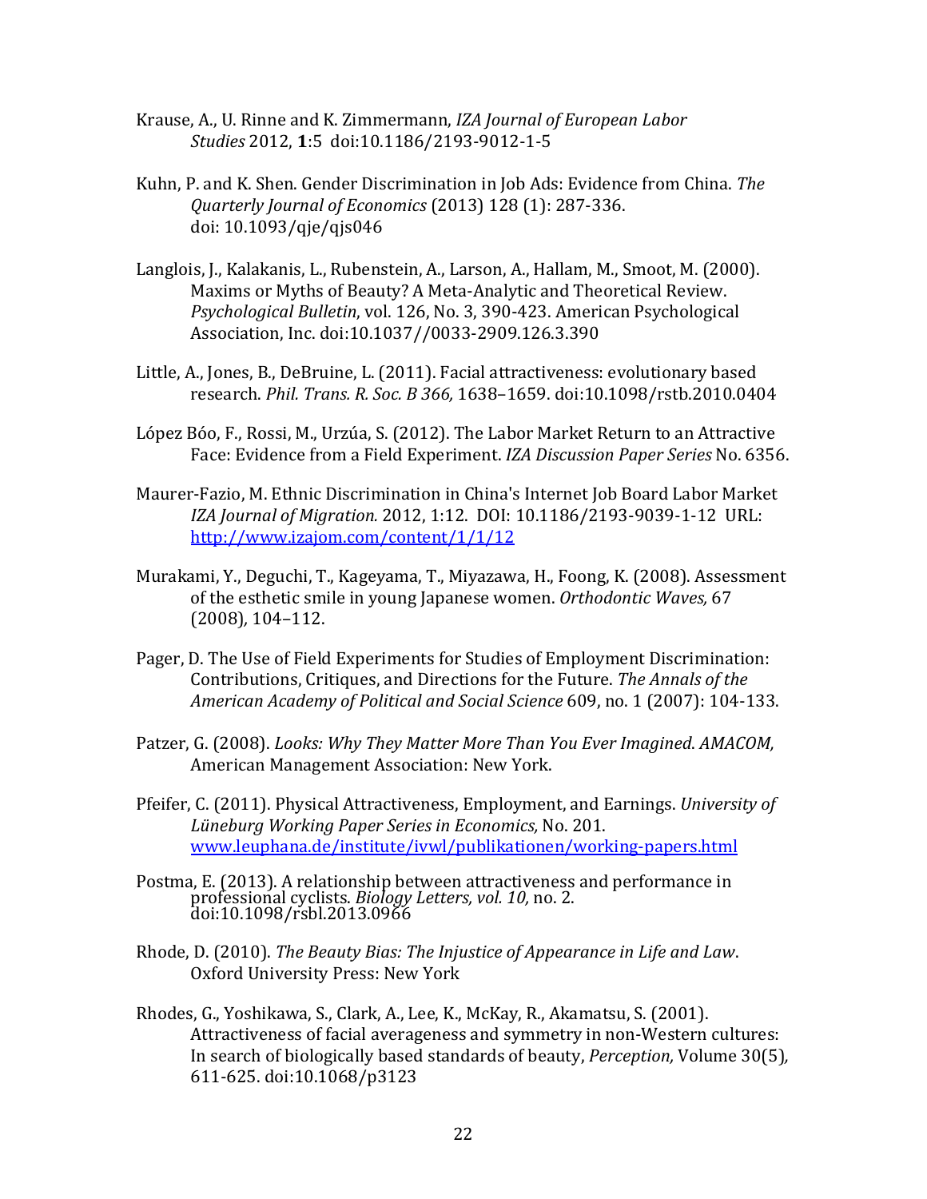Krause, A., U. Rinne and K. Zimmermann, *IZA Journal of European Labor Studies* 2012, **1**:5 doi:10.1186/2193-9012-1-5

Kuhn, P. and K. Shen. Gender Discrimination in Job Ads: Evidence from China. *The Quarterly Journal of Economics* (2013) 128 (1): 287-336. doi: 10.1093/qje/qjs046

Langlois, J., Kalakanis, L., Rubenstein, A., Larson, A., Hallam, M., Smoot, M. (2000). Maxims or Myths of Beauty? A Meta-Analytic and Theoretical Review. *Psychological Bulletin*, vol. 126, No. 3, 390-423. American Psychological Association, Inc. doi:10.1037//0033-2909.126.3.390

Little, A., Jones, B., DeBruine, L. (2011). Facial attractiveness: evolutionary based research. *Phil. Trans. R. Soc. B 366,* 1638–1659. doi:10.1098/rstb.2010.0404

López Bóo, F., Rossi, M., Urzúa, S. (2012). The Labor Market Return to an Attractive Face: Evidence from a Field Experiment. *IZA Discussion Paper Series* No. 6356.

Maurer-Fazio, M. Ethnic Discrimination in China's Internet Job Board Labor Market *IZA Journal of Migration.* 2012, 1:12. DOI: 10.1186/2193-9039-1-12 URL: http://www.izajom.com/content/1/1/12

Murakami, Y., Deguchi, T., Kageyama, T., Miyazawa, H., Foong, K. (2008). Assessment of the esthetic smile in young Japanese women. *Orthodontic Waves,* 67 (2008)*,* 104–112.

Pager, D. The Use of Field Experiments for Studies of Employment Discrimination: Contributions, Critiques, and Directions for the Future. *The Annals of the American Academy of Political and Social Science* 609, no. 1 (2007): 104-133.

Patzer, G. (2008). *Looks: Why They Matter More Than You Ever Imagined. AMACOM,* American Management Association: New York.

Pfeifer, C. (2011). Physical Attractiveness, Employment, and Earnings. *University of Lüneburg Working Paper Series in Economics,* No. 201. www.leuphana.de/institute/ivwl/publikationen/working-papers.html

Postma, E. (2013). A relationship between attractiveness and performance in professional cyclists. *Biology Letters, vol. 10,* no. 2. doi:10.1098/rsbl.2013.0966

Rhode, D. (2010). *The Beauty Bias: The Injustice of Appearance in Life and Law*. Oxford University Press: New York

Rhodes, G., Yoshikawa, S., Clark, A., Lee, K., McKay, R., Akamatsu, S. (2001). Attractiveness of facial averageness and symmetry in non-Western cultures: In search of biologically based standards of beauty, *Perception,* Volume 30(5)*,* 611-625. doi:10.1068/p3123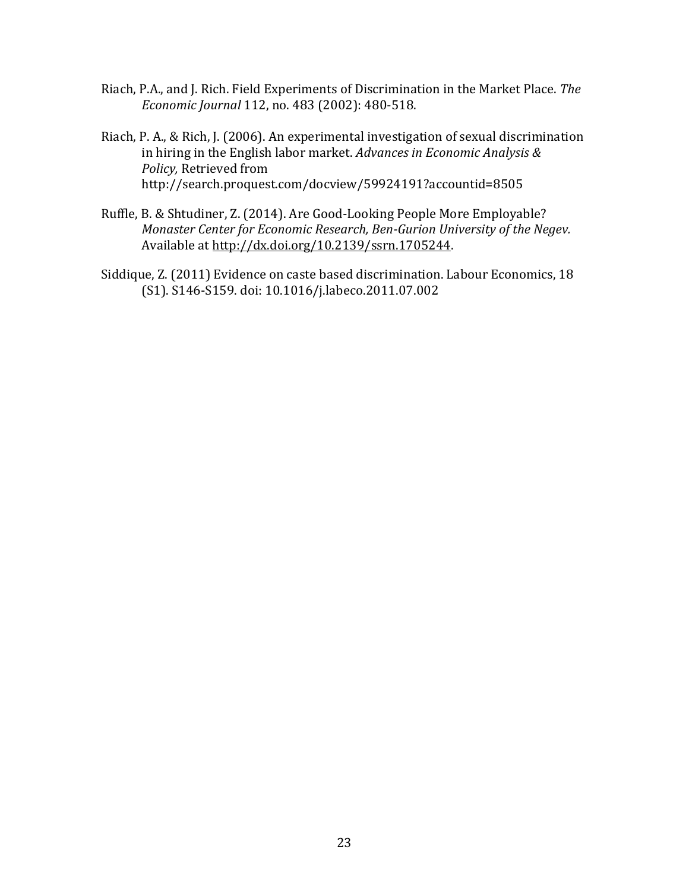Riach, P.A., and J. Rich. Field Experiments of Discrimination in the Market Place. *The Economic Journal* 112, no. 483 (2002): 480-518.

Riach, P. A., & Rich, J. (2006). An experimental investigation of sexual discrimination in hiring in the English labor market. *Advances in Economic Analysis & Policy,* Retrieved from http://search.proquest.com/docview/59924191?accountid=8505

Ruffle, B. & Shtudiner, Z. (2014). Are Good-Looking People More Employable? *Monaster Center for Economic Research, Ben-Gurion University of the Negev.* Available at http://dx.doi.org/10.2139/ssrn.1705244.

Siddique, Z. (2011) Evidence on caste based discrimination. Labour Economics, 18 (S1). S146-S159. doi: 10.1016/j.labeco.2011.07.002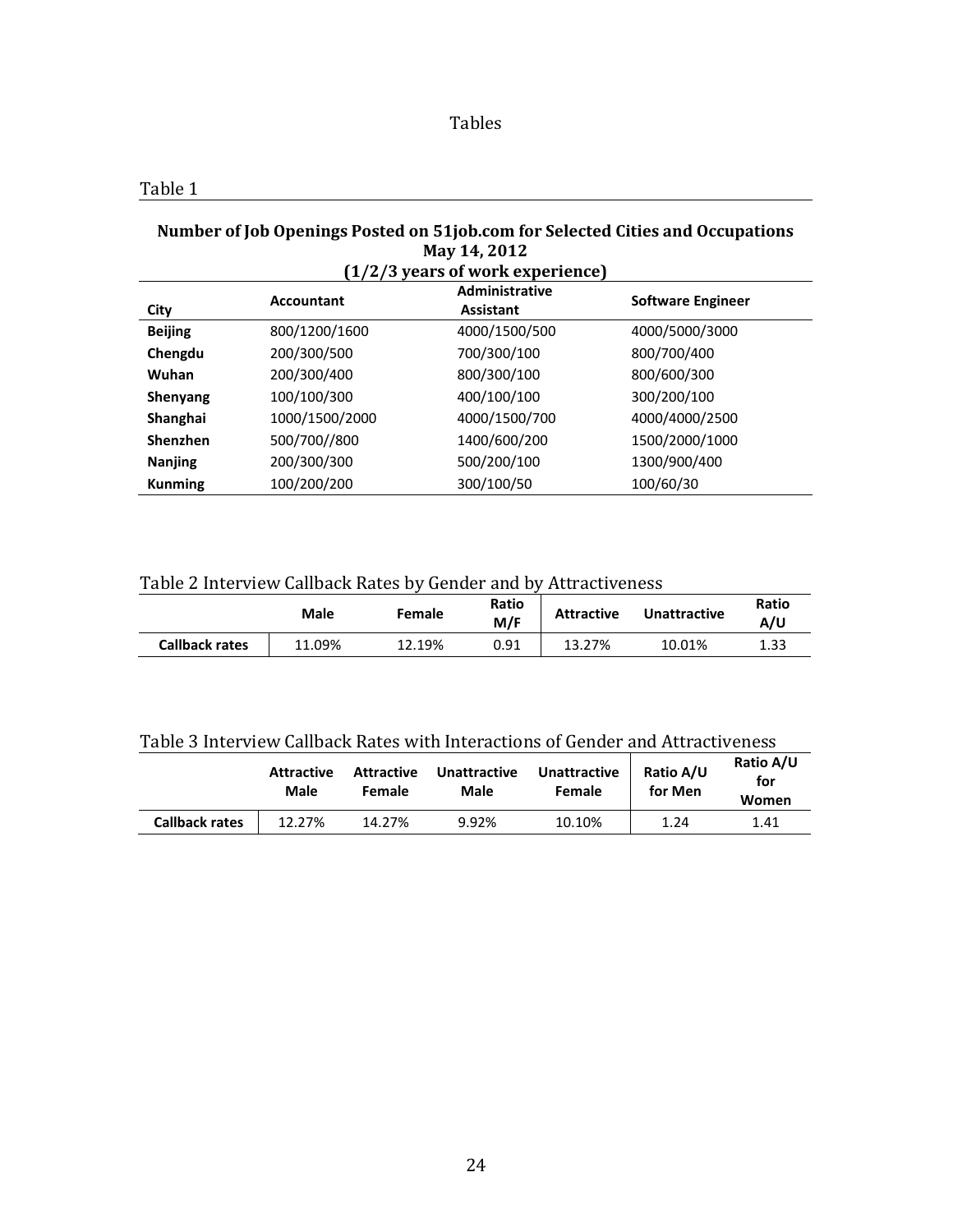# Tables

## Table 1

**Number of Job Openings Posted on 51job.com for Selected Cities and Occupations**
**May 14, 2012**
**(1/2/3 years of work experience)**

| City | Accountant | Administrative Assistant | Software Engineer |
|---|---|---|---|
| **Beijing** | 800/1200/1600 | 4000/1500/500 | 4000/5000/3000 |
| **Chengdu** | 200/300/500 | 700/300/100 | 800/700/400 |
| **Wuhan** | 200/300/400 | 800/300/100 | 800/600/300 |
| **Shenyang** | 100/100/300 | 400/100/100 | 300/200/100 |
| **Shanghai** | 1000/1500/2000 | 4000/1500/700 | 4000/4000/2500 |
| **Shenzhen** | 500/700//800 | 1400/600/200 | 1500/2000/1000 |
| **Nanjing** | 200/300/300 | 500/200/100 | 1300/900/400 |
| **Kunming** | 100/200/200 | 300/100/50 | 100/60/30 |

## Table 2 Interview Callback Rates by Gender and by Attractiveness

| | Male | Female | Ratio M/F | Attractive | Unattractive | Ratio A/U |
|---|---|---|---|---|---|---|
| **Callback rates** | 11.09% | 12.19% | 0.91 | 13.27% | 10.01% | 1.33 |

## Table 3 Interview Callback Rates with Interactions of Gender and Attractiveness

| | Attractive Male | Attractive Female | Unattractive Male | Unattractive Female | Ratio A/U for Men | Ratio A/U for Women |
|---|---|---|---|---|---|---|
| **Callback rates** | 12.27% | 14.27% | 9.92% | 10.10% | 1.24 | 1.41 |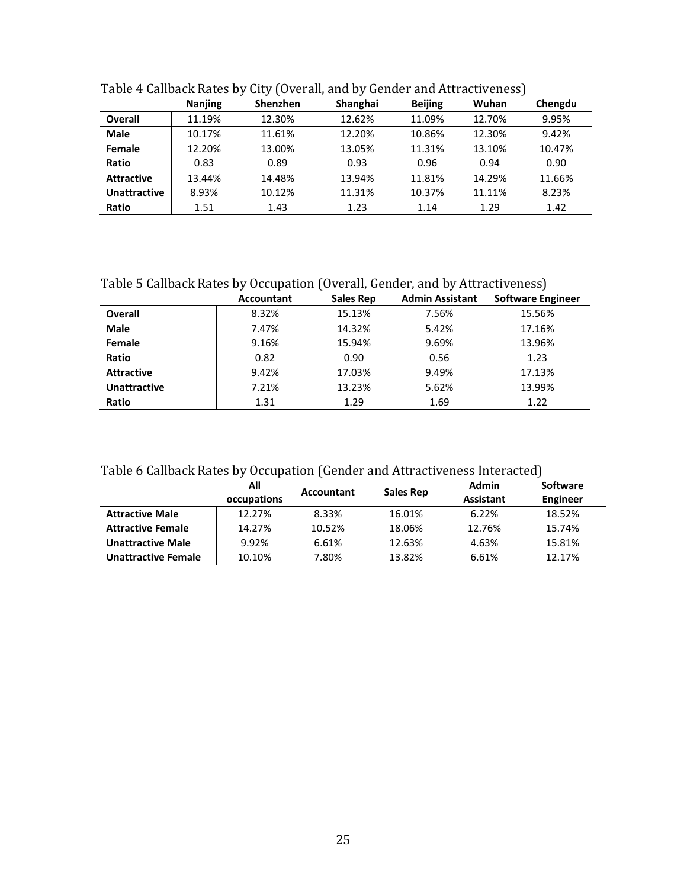Table 4 Callback Rates by City (Overall, and by Gender and Attractiveness)

| | Nanjing | Shenzhen | Shanghai | Beijing | Wuhan | Chengdu |
|---|---|---|---|---|---|---|
| **Overall** | 11.19% | 12.30% | 12.62% | 11.09% | 12.70% | 9.95% |
| **Male** | 10.17% | 11.61% | 12.20% | 10.86% | 12.30% | 9.42% |
| **Female** | 12.20% | 13.00% | 13.05% | 11.31% | 13.10% | 10.47% |
| **Ratio** | 0.83 | 0.89 | 0.93 | 0.96 | 0.94 | 0.90 |
| **Attractive** | 13.44% | 14.48% | 13.94% | 11.81% | 14.29% | 11.66% |
| **Unattractive** | 8.93% | 10.12% | 11.31% | 10.37% | 11.11% | 8.23% |
| **Ratio** | 1.51 | 1.43 | 1.23 | 1.14 | 1.29 | 1.42 |

Table 5 Callback Rates by Occupation (Overall, Gender, and by Attractiveness)

| | Accountant | Sales Rep | Admin Assistant | Software Engineer |
|---|---|---|---|---|
| **Overall** | 8.32% | 15.13% | 7.56% | 15.56% |
| **Male** | 7.47% | 14.32% | 5.42% | 17.16% |
| **Female** | 9.16% | 15.94% | 9.69% | 13.96% |
| **Ratio** | 0.82 | 0.90 | 0.56 | 1.23 |
| **Attractive** | 9.42% | 17.03% | 9.49% | 17.13% |
| **Unattractive** | 7.21% | 13.23% | 5.62% | 13.99% |
| **Ratio** | 1.31 | 1.29 | 1.69 | 1.22 |

Table 6 Callback Rates by Occupation (Gender and Attractiveness Interacted)

| | All occupations | Accountant | Sales Rep | Admin Assistant | Software Engineer |
|---|---|---|---|---|---|
| **Attractive Male** | 12.27% | 8.33% | 16.01% | 6.22% | 18.52% |
| **Attractive Female** | 14.27% | 10.52% | 18.06% | 12.76% | 15.74% |
| **Unattractive Male** | 9.92% | 6.61% | 12.63% | 4.63% | 15.81% |
| **Unattractive Female** | 10.10% | 7.80% | 13.82% | 6.61% | 12.17% |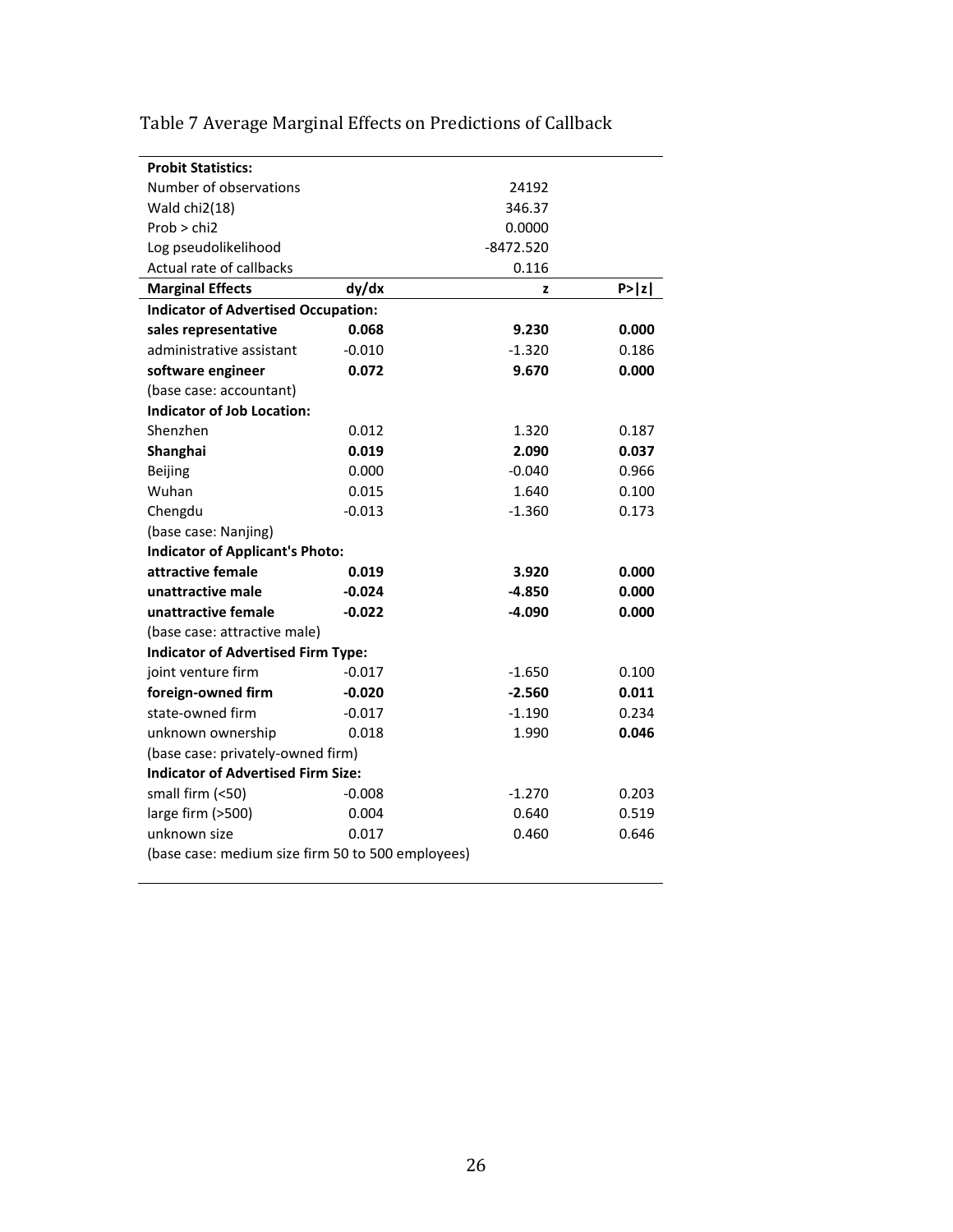Table 7 Average Marginal Effects on Predictions of Callback

| **Probit Statistics:** | | | |
|---|---|---|---|
| Number of observations | | 24192 | |
| Wald chi2(18) | | 346.37 | |
| Prob > chi2 | | 0.0000 | |
| Log pseudolikelihood | | -8472.520 | |
| Actual rate of callbacks | | 0.116 | |
| **Marginal Effects** | **dy/dx** | **z** | **P>\|z\|** |
| **Indicator of Advertised Occupation:** | | | |
| **sales representative** | **0.068** | **9.230** | **0.000** |
| administrative assistant | -0.010 | -1.320 | 0.186 |
| **software engineer** | **0.072** | **9.670** | **0.000** |
| (base case: accountant) | | | |
| **Indicator of Job Location:** | | | |
| Shenzhen | 0.012 | 1.320 | 0.187 |
| **Shanghai** | **0.019** | **2.090** | **0.037** |
| Beijing | 0.000 | -0.040 | 0.966 |
| Wuhan | 0.015 | 1.640 | 0.100 |
| Chengdu | -0.013 | -1.360 | 0.173 |
| (base case: Nanjing) | | | |
| **Indicator of Applicant's Photo:** | | | |
| **attractive female** | **0.019** | **3.920** | **0.000** |
| **unattractive male** | **-0.024** | **-4.850** | **0.000** |
| **unattractive female** | **-0.022** | **-4.090** | **0.000** |
| (base case: attractive male) | | | |
| **Indicator of Advertised Firm Type:** | | | |
| joint venture firm | -0.017 | -1.650 | 0.100 |
| **foreign-owned firm** | **-0.020** | **-2.560** | **0.011** |
| state-owned firm | -0.017 | -1.190 | 0.234 |
| unknown ownership | 0.018 | 1.990 | **0.046** |
| (base case: privately-owned firm) | | | |
| **Indicator of Advertised Firm Size:** | | | |
| small firm (<50) | -0.008 | -1.270 | 0.203 |
| large firm (>500) | 0.004 | 0.640 | 0.519 |
| unknown size | 0.017 | 0.460 | 0.646 |
| (base case: medium size firm 50 to 500 employees) | | | |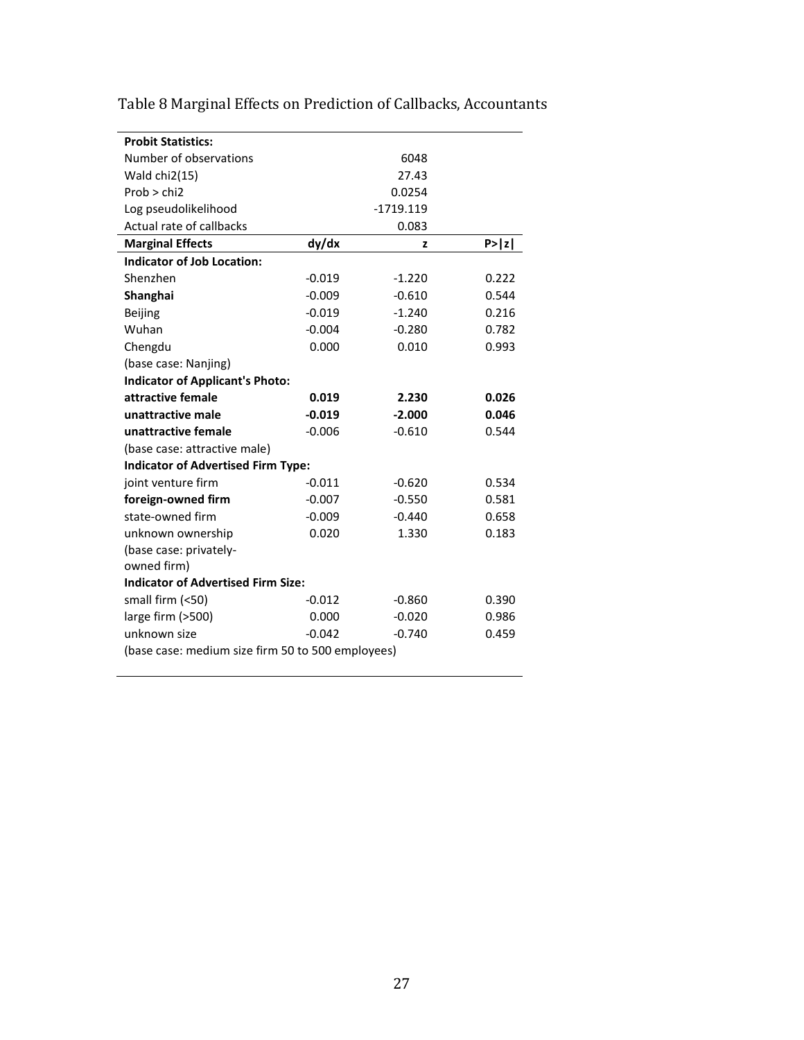Table 8 Marginal Effects on Prediction of Callbacks, Accountants

| **Probit Statistics:** | | | |
|---|---|---|---|
| Number of observations | | 6048 | |
| Wald chi2(15) | | 27.43 | |
| Prob > chi2 | | 0.0254 | |
| Log pseudolikelihood | | -1719.119 | |
| Actual rate of callbacks | | 0.083 | |
| **Marginal Effects** | **dy/dx** | **z** | **P>\|z\|** |
| **Indicator of Job Location:** | | | |
| Shenzhen | -0.019 | -1.220 | 0.222 |
| **Shanghai** | -0.009 | -0.610 | 0.544 |
| Beijing | -0.019 | -1.240 | 0.216 |
| Wuhan | -0.004 | -0.280 | 0.782 |
| Chengdu | 0.000 | 0.010 | 0.993 |
| (base case: Nanjing) | | | |
| **Indicator of Applicant's Photo:** | | | |
| **attractive female** | **0.019** | **2.230** | **0.026** |
| **unattractive male** | **-0.019** | **-2.000** | **0.046** |
| **unattractive female** | -0.006 | -0.610 | 0.544 |
| (base case: attractive male) | | | |
| **Indicator of Advertised Firm Type:** | | | |
| joint venture firm | -0.011 | -0.620 | 0.534 |
| **foreign-owned firm** | -0.007 | -0.550 | 0.581 |
| state-owned firm | -0.009 | -0.440 | 0.658 |
| unknown ownership | 0.020 | 1.330 | 0.183 |
| (base case: privately-owned firm) | | | |
| **Indicator of Advertised Firm Size:** | | | |
| small firm (<50) | -0.012 | -0.860 | 0.390 |
| large firm (>500) | 0.000 | -0.020 | 0.986 |
| unknown size | -0.042 | -0.740 | 0.459 |
| (base case: medium size firm 50 to 500 employees) | | | |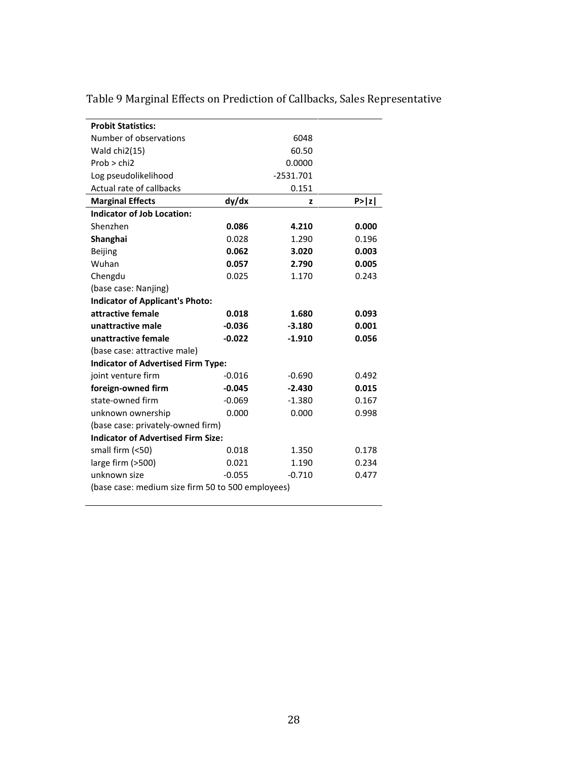Table 9 Marginal Effects on Prediction of Callbacks, Sales Representative

| **Probit Statistics:** | | | |
|---|---|---|---|
| Number of observations | | 6048 | |
| Wald chi2(15) | | 60.50 | |
| Prob > chi2 | | 0.0000 | |
| Log pseudolikelihood | | -2531.701 | |
| Actual rate of callbacks | | 0.151 | |
| **Marginal Effects** | **dy/dx** | **z** | **P>\|z\|** |
| **Indicator of Job Location:** | | | |
| Shenzhen | **0.086** | **4.210** | **0.000** |
| **Shanghai** | 0.028 | 1.290 | 0.196 |
| Beijing | **0.062** | **3.020** | **0.003** |
| Wuhan | **0.057** | **2.790** | **0.005** |
| Chengdu | 0.025 | 1.170 | 0.243 |
| (base case: Nanjing) | | | |
| **Indicator of Applicant's Photo:** | | | |
| **attractive female** | **0.018** | **1.680** | **0.093** |
| **unattractive male** | **-0.036** | **-3.180** | **0.001** |
| **unattractive female** | **-0.022** | **-1.910** | **0.056** |
| (base case: attractive male) | | | |
| **Indicator of Advertised Firm Type:** | | | |
| joint venture firm | -0.016 | -0.690 | 0.492 |
| **foreign-owned firm** | **-0.045** | **-2.430** | **0.015** |
| state-owned firm | -0.069 | -1.380 | 0.167 |
| unknown ownership | 0.000 | 0.000 | 0.998 |
| (base case: privately-owned firm) | | | |
| **Indicator of Advertised Firm Size:** | | | |
| small firm (<50) | 0.018 | 1.350 | 0.178 |
| large firm (>500) | 0.021 | 1.190 | 0.234 |
| unknown size | -0.055 | -0.710 | 0.477 |
| (base case: medium size firm 50 to 500 employees) | | | |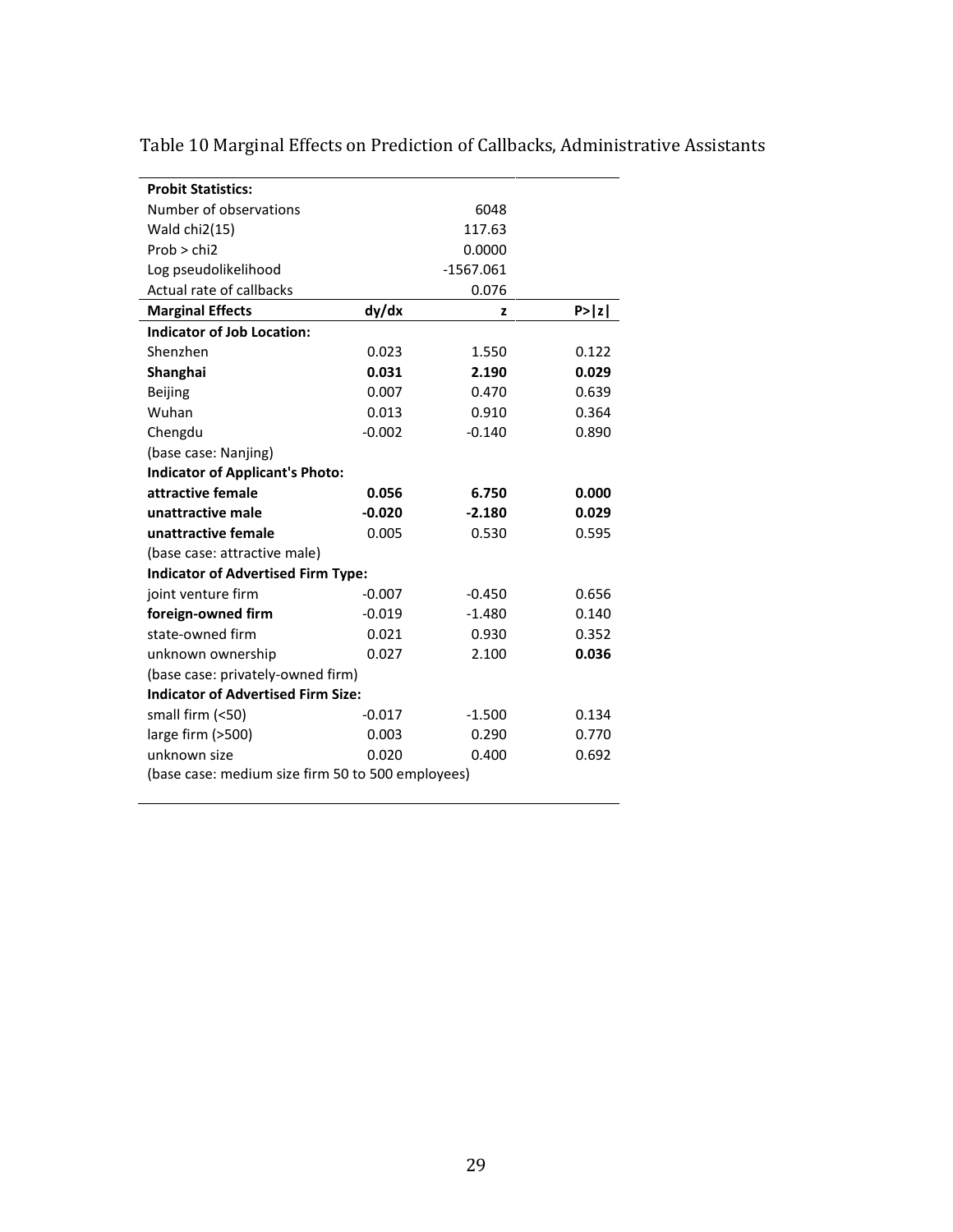Table 10 Marginal Effects on Prediction of Callbacks, Administrative Assistants

| **Probit Statistics:** | | | |
|---|---|---|---|
| Number of observations | | 6048 | |
| Wald chi2(15) | | 117.63 | |
| Prob > chi2 | | 0.0000 | |
| Log pseudolikelihood | | -1567.061 | |
| Actual rate of callbacks | | 0.076 | |
| **Marginal Effects** | **dy/dx** | **z** | **P>\|z\|** |
| **Indicator of Job Location:** | | | |
| Shenzhen | 0.023 | 1.550 | 0.122 |
| **Shanghai** | **0.031** | **2.190** | **0.029** |
| Beijing | 0.007 | 0.470 | 0.639 |
| Wuhan | 0.013 | 0.910 | 0.364 |
| Chengdu | -0.002 | -0.140 | 0.890 |
| (base case: Nanjing) | | | |
| **Indicator of Applicant's Photo:** | | | |
| **attractive female** | **0.056** | **6.750** | **0.000** |
| **unattractive male** | **-0.020** | **-2.180** | **0.029** |
| **unattractive female** | 0.005 | 0.530 | 0.595 |
| (base case: attractive male) | | | |
| **Indicator of Advertised Firm Type:** | | | |
| joint venture firm | -0.007 | -0.450 | 0.656 |
| **foreign-owned firm** | -0.019 | -1.480 | 0.140 |
| state-owned firm | 0.021 | 0.930 | 0.352 |
| unknown ownership | 0.027 | 2.100 | **0.036** |
| (base case: privately-owned firm) | | | |
| **Indicator of Advertised Firm Size:** | | | |
| small firm (<50) | -0.017 | -1.500 | 0.134 |
| large firm (>500) | 0.003 | 0.290 | 0.770 |
| unknown size | 0.020 | 0.400 | 0.692 |
| (base case: medium size firm 50 to 500 employees) | | | |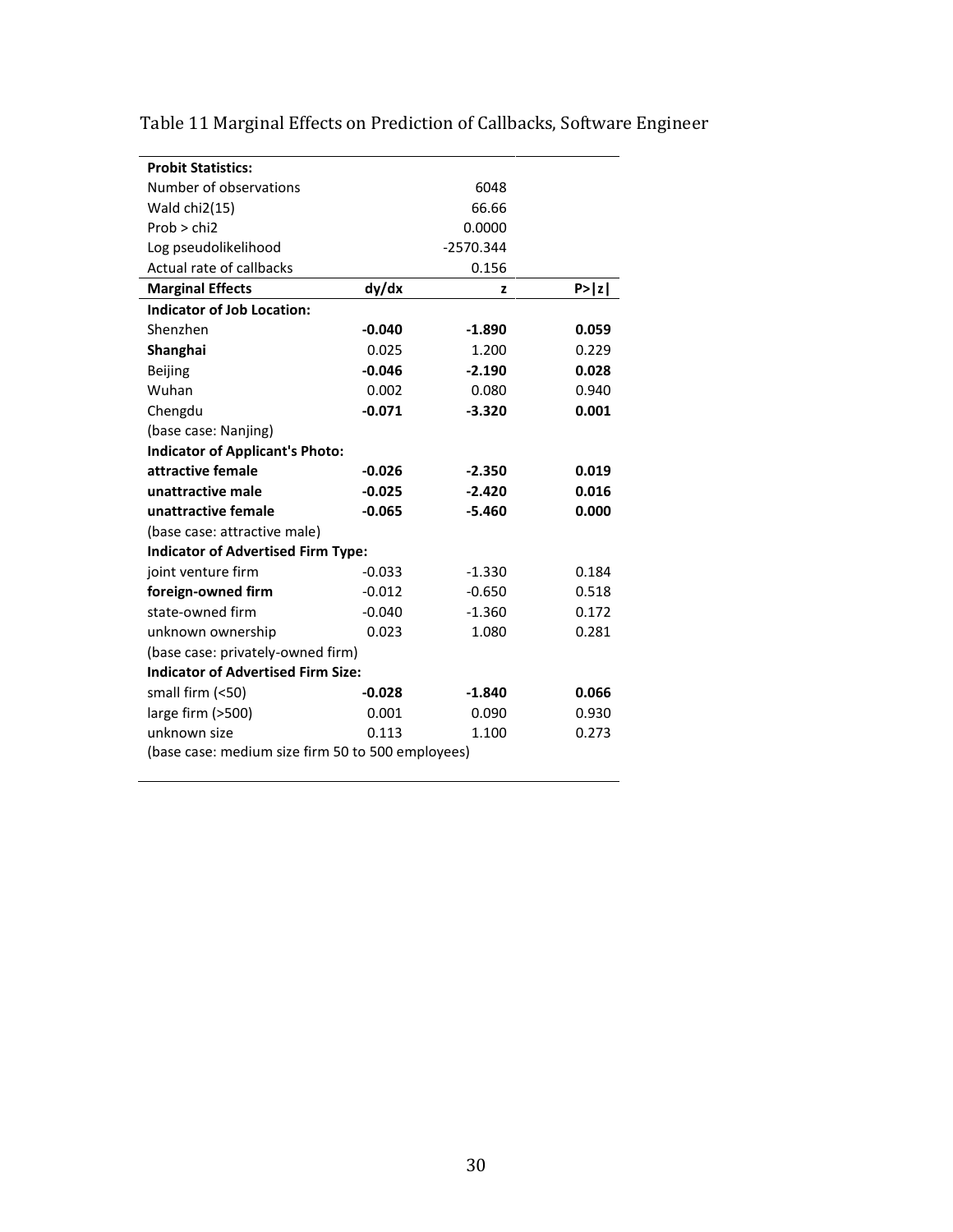Table 11 Marginal Effects on Prediction of Callbacks, Software Engineer

| | | | |
|---|---|---|---|
| **Probit Statistics:** | | | |
| Number of observations | | 6048 | |
| Wald chi2(15) | | 66.66 | |
| Prob > chi2 | | 0.0000 | |
| Log pseudolikelihood | | -2570.344 | |
| Actual rate of callbacks | | 0.156 | |
| **Marginal Effects** | **dy/dx** | **z** | **P>\|z\|** |
| **Indicator of Job Location:** | | | |
| Shenzhen | **-0.040** | **-1.890** | **0.059** |
| **Shanghai** | 0.025 | 1.200 | 0.229 |
| Beijing | **-0.046** | **-2.190** | **0.028** |
| Wuhan | 0.002 | 0.080 | 0.940 |
| Chengdu | **-0.071** | **-3.320** | **0.001** |
| (base case: Nanjing) | | | |
| **Indicator of Applicant's Photo:** | | | |
| **attractive female** | **-0.026** | **-2.350** | **0.019** |
| **unattractive male** | **-0.025** | **-2.420** | **0.016** |
| **unattractive female** | **-0.065** | **-5.460** | **0.000** |
| (base case: attractive male) | | | |
| **Indicator of Advertised Firm Type:** | | | |
| joint venture firm | -0.033 | -1.330 | 0.184 |
| **foreign-owned firm** | -0.012 | -0.650 | 0.518 |
| state-owned firm | -0.040 | -1.360 | 0.172 |
| unknown ownership | 0.023 | 1.080 | 0.281 |
| (base case: privately-owned firm) | | | |
| **Indicator of Advertised Firm Size:** | | | |
| small firm (<50) | **-0.028** | **-1.840** | **0.066** |
| large firm (>500) | 0.001 | 0.090 | 0.930 |
| unknown size | 0.113 | 1.100 | 0.273 |
| (base case: medium size firm 50 to 500 employees) | | | |